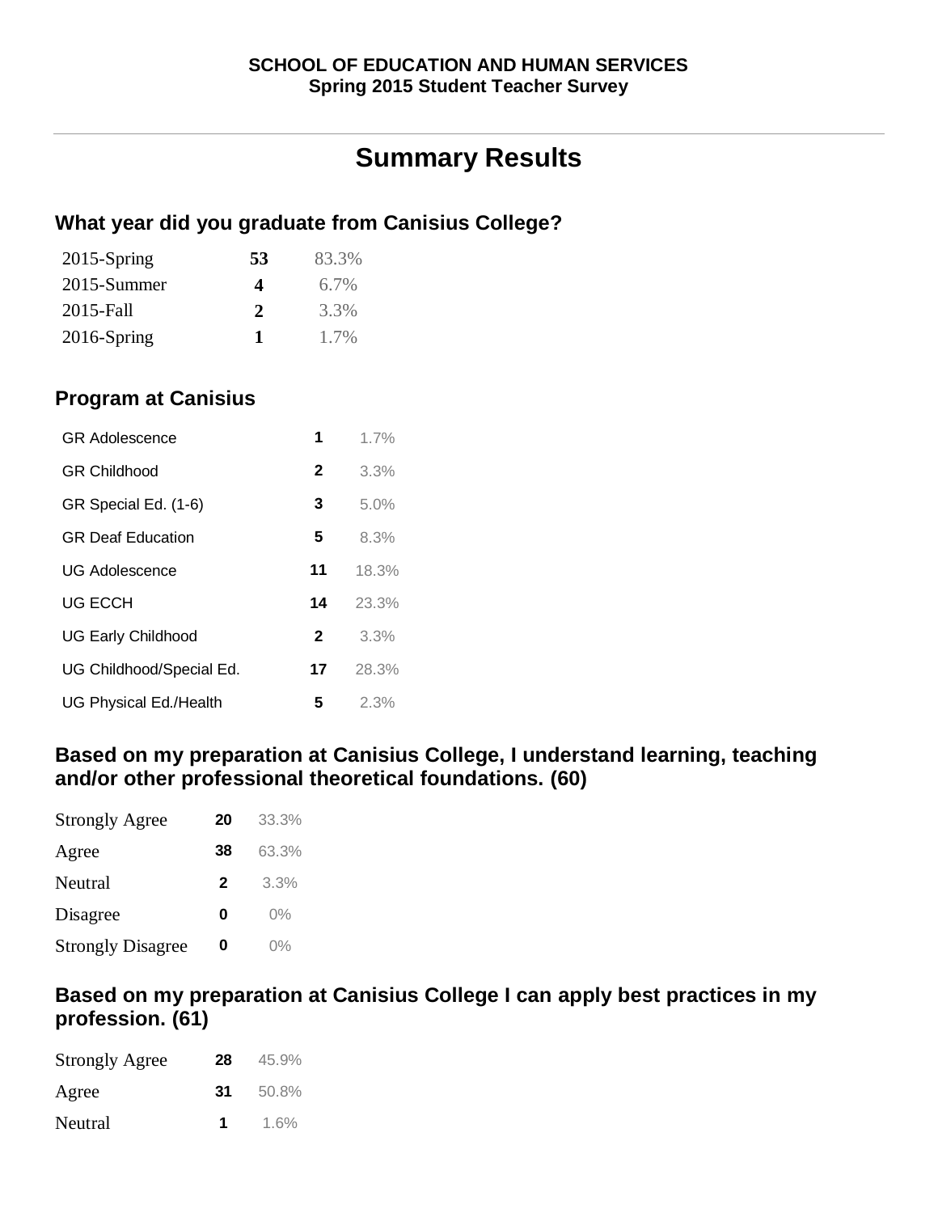**SCHOOL OF EDUCATION AND HUMAN SERVICES**
**Spring 2015 Student Teacher Survey**

# Summary Results

## What year did you graduate from Canisius College?

| | | |
|---|---|---|
| 2015-Spring | **53** | 83.3% |
| 2015-Summer | **4** | 6.7% |
| 2015-Fall | **2** | 3.3% |
| 2016-Spring | **1** | 1.7% |

## Program at Canisius

| | | |
|---|---|---|
| GR Adolescence | **1** | 1.7% |
| GR Childhood | **2** | 3.3% |
| GR Special Ed. (1-6) | **3** | 5.0% |
| GR Deaf Education | **5** | 8.3% |
| UG Adolescence | **11** | 18.3% |
| UG ECCH | **14** | 23.3% |
| UG Early Childhood | **2** | 3.3% |
| UG Childhood/Special Ed. | **17** | 28.3% |
| UG Physical Ed./Health | **5** | 2.3% |

## Based on my preparation at Canisius College, I understand learning, teaching and/or other professional theoretical foundations. (60)

| | | |
|---|---|---|
| Strongly Agree | **20** | 33.3% |
| Agree | **38** | 63.3% |
| Neutral | **2** | 3.3% |
| Disagree | **0** | 0% |
| Strongly Disagree | **0** | 0% |

## Based on my preparation at Canisius College I can apply best practices in my profession. (61)

| | | |
|---|---|---|
| Strongly Agree | **28** | 45.9% |
| Agree | **31** | 50.8% |
| Neutral | **1** | 1.6% |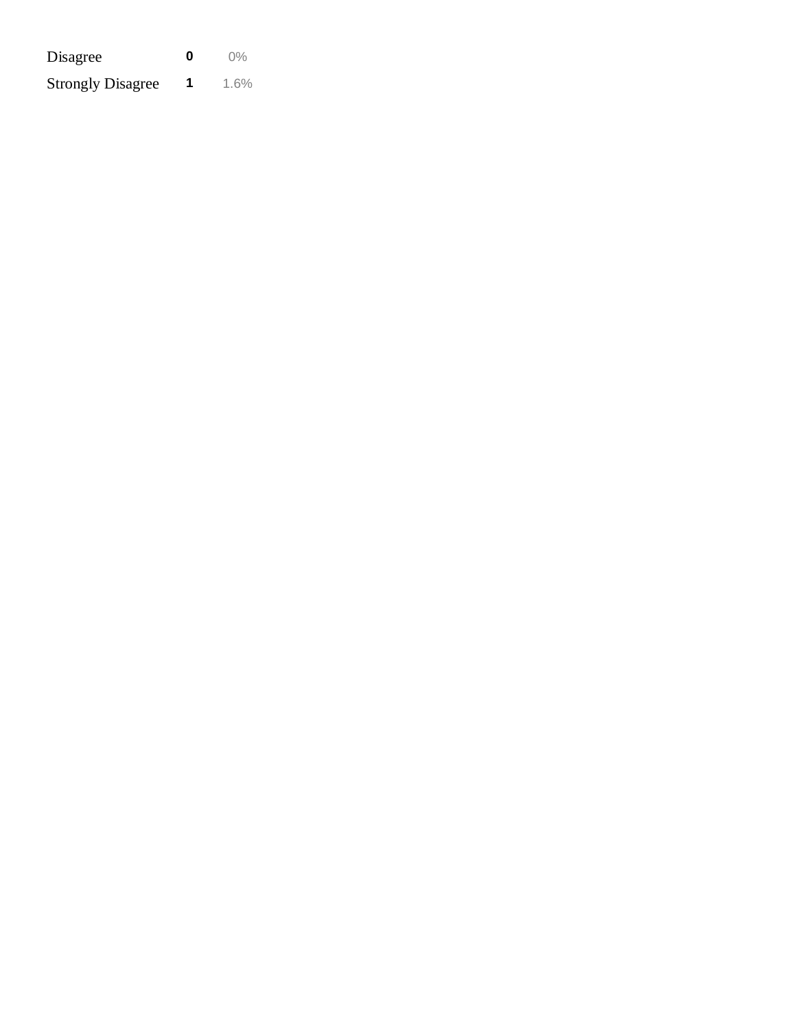| | | |
|---|---|---|
| Disagree | **0** | 0% |
| Strongly Disagree | **1** | 1.6% |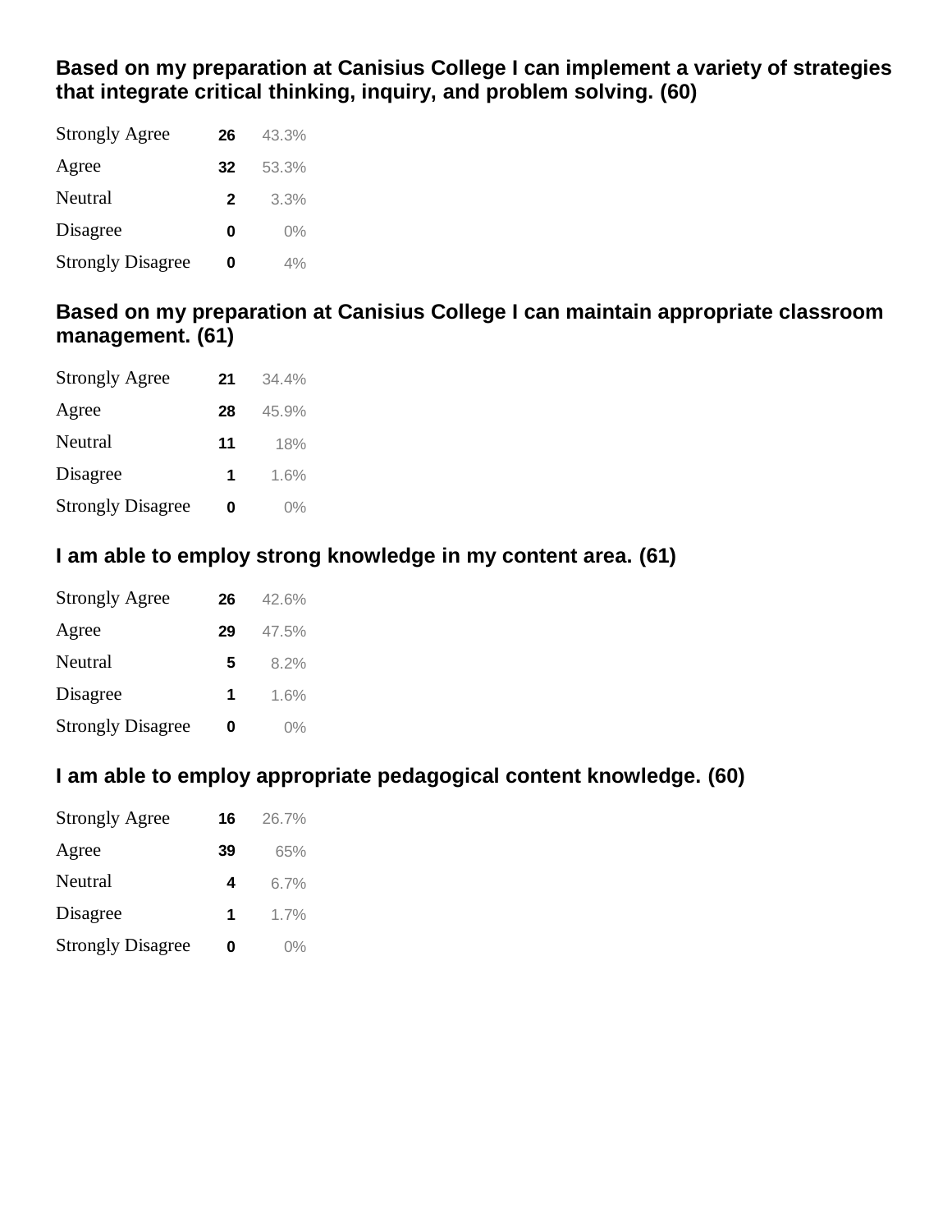### Based on my preparation at Canisius College I can implement a variety of strategies that integrate critical thinking, inquiry, and problem solving. (60)

| Response | Count | Percent |
|---|---|---|
| Strongly Agree | 26 | 43.3% |
| Agree | 32 | 53.3% |
| Neutral | 2 | 3.3% |
| Disagree | 0 | 0% |
| Strongly Disagree | 0 | 4% |

### Based on my preparation at Canisius College I can maintain appropriate classroom management. (61)

| Response | Count | Percent |
|---|---|---|
| Strongly Agree | 21 | 34.4% |
| Agree | 28 | 45.9% |
| Neutral | 11 | 18% |
| Disagree | 1 | 1.6% |
| Strongly Disagree | 0 | 0% |

### I am able to employ strong knowledge in my content area. (61)

| Response | Count | Percent |
|---|---|---|
| Strongly Agree | 26 | 42.6% |
| Agree | 29 | 47.5% |
| Neutral | 5 | 8.2% |
| Disagree | 1 | 1.6% |
| Strongly Disagree | 0 | 0% |

### I am able to employ appropriate pedagogical content knowledge. (60)

| Response | Count | Percent |
|---|---|---|
| Strongly Agree | 16 | 26.7% |
| Agree | 39 | 65% |
| Neutral | 4 | 6.7% |
| Disagree | 1 | 1.7% |
| Strongly Disagree | 0 | 0% |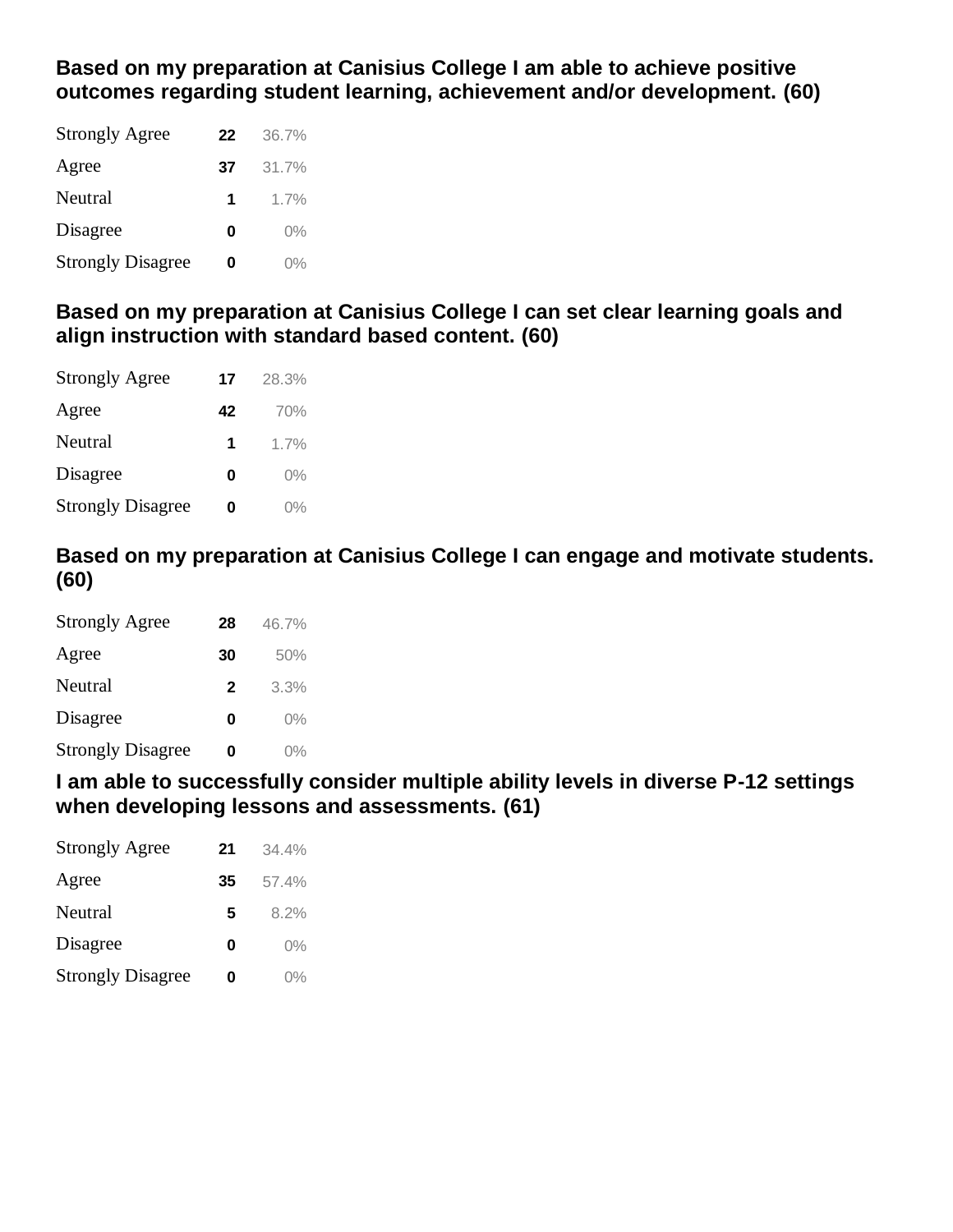**Based on my preparation at Canisius College I am able to achieve positive outcomes regarding student learning, achievement and/or development. (60)**

| | | |
|---|---|---|
| Strongly Agree | 22 | 36.7% |
| Agree | 37 | 31.7% |
| Neutral | 1 | 1.7% |
| Disagree | 0 | 0% |
| Strongly Disagree | 0 | 0% |

**Based on my preparation at Canisius College I can set clear learning goals and align instruction with standard based content. (60)**

| | | |
|---|---|---|
| Strongly Agree | 17 | 28.3% |
| Agree | 42 | 70% |
| Neutral | 1 | 1.7% |
| Disagree | 0 | 0% |
| Strongly Disagree | 0 | 0% |

**Based on my preparation at Canisius College I can engage and motivate students. (60)**

| | | |
|---|---|---|
| Strongly Agree | 28 | 46.7% |
| Agree | 30 | 50% |
| Neutral | 2 | 3.3% |
| Disagree | 0 | 0% |
| Strongly Disagree | 0 | 0% |

**I am able to successfully consider multiple ability levels in diverse P-12 settings when developing lessons and assessments. (61)**

| | | |
|---|---|---|
| Strongly Agree | 21 | 34.4% |
| Agree | 35 | 57.4% |
| Neutral | 5 | 8.2% |
| Disagree | 0 | 0% |
| Strongly Disagree | 0 | 0% |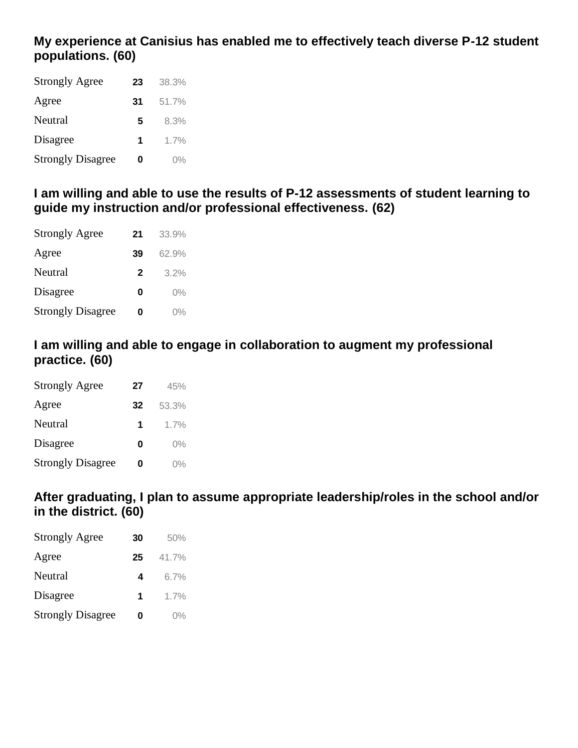**My experience at Canisius has enabled me to effectively teach diverse P-12 student populations. (60)**

| | | |
|---|---|---|
| Strongly Agree | 23 | 38.3% |
| Agree | 31 | 51.7% |
| Neutral | 5 | 8.3% |
| Disagree | 1 | 1.7% |
| Strongly Disagree | 0 | 0% |

**I am willing and able to use the results of P-12 assessments of student learning to guide my instruction and/or professional effectiveness. (62)**

| | | |
|---|---|---|
| Strongly Agree | 21 | 33.9% |
| Agree | 39 | 62.9% |
| Neutral | 2 | 3.2% |
| Disagree | 0 | 0% |
| Strongly Disagree | 0 | 0% |

**I am willing and able to engage in collaboration to augment my professional practice. (60)**

| | | |
|---|---|---|
| Strongly Agree | 27 | 45% |
| Agree | 32 | 53.3% |
| Neutral | 1 | 1.7% |
| Disagree | 0 | 0% |
| Strongly Disagree | 0 | 0% |

**After graduating, I plan to assume appropriate leadership/roles in the school and/or in the district. (60)**

| | | |
|---|---|---|
| Strongly Agree | 30 | 50% |
| Agree | 25 | 41.7% |
| Neutral | 4 | 6.7% |
| Disagree | 1 | 1.7% |
| Strongly Disagree | 0 | 0% |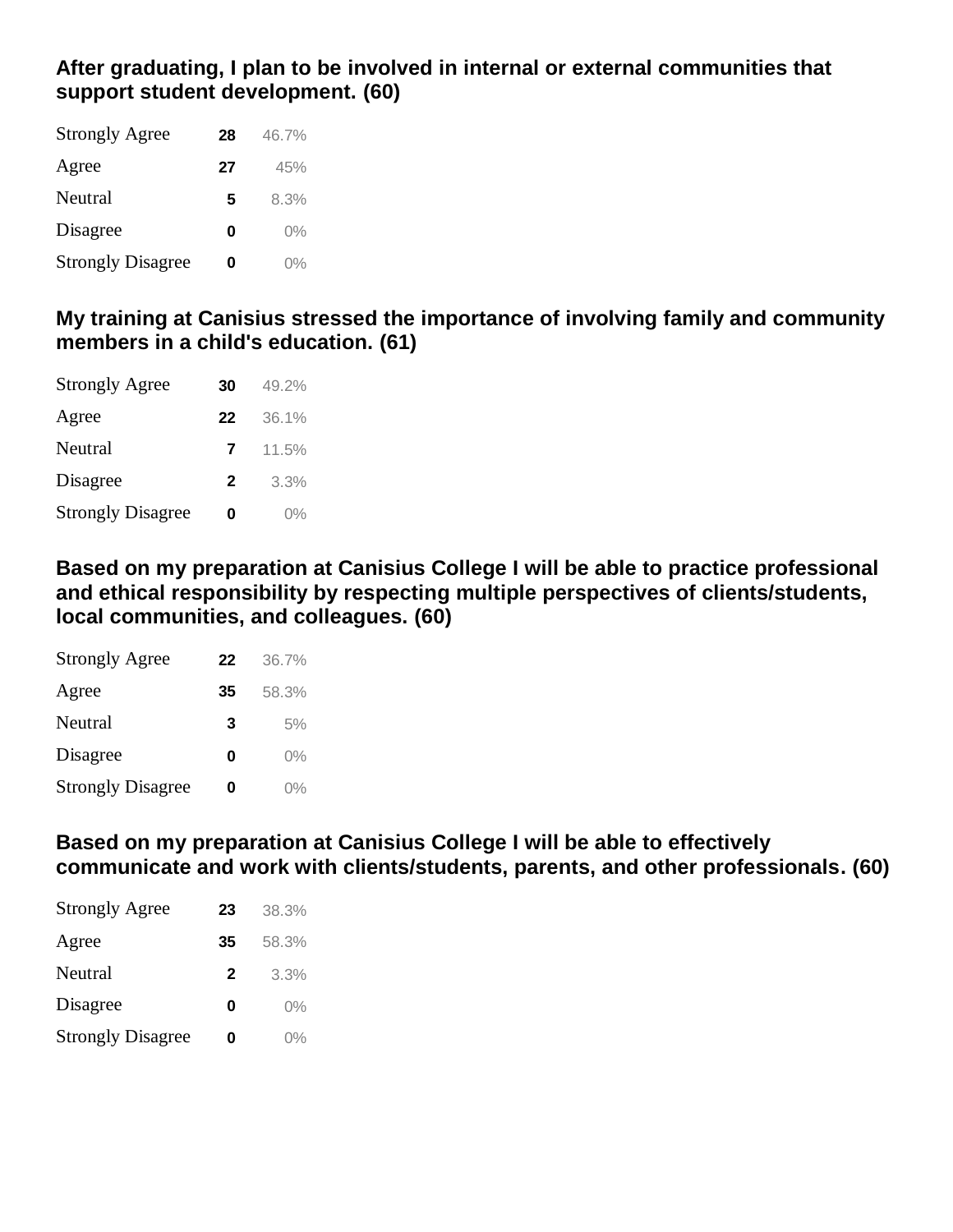**After graduating, I plan to be involved in internal or external communities that support student development. (60)**

| | | |
|---|---|---|
| Strongly Agree | **28** | 46.7% |
| Agree | **27** | 45% |
| Neutral | **5** | 8.3% |
| Disagree | **0** | 0% |
| Strongly Disagree | **0** | 0% |

**My training at Canisius stressed the importance of involving family and community members in a child's education. (61)**

| | | |
|---|---|---|
| Strongly Agree | **30** | 49.2% |
| Agree | **22** | 36.1% |
| Neutral | **7** | 11.5% |
| Disagree | **2** | 3.3% |
| Strongly Disagree | **0** | 0% |

**Based on my preparation at Canisius College I will be able to practice professional and ethical responsibility by respecting multiple perspectives of clients/students, local communities, and colleagues. (60)**

| | | |
|---|---|---|
| Strongly Agree | **22** | 36.7% |
| Agree | **35** | 58.3% |
| Neutral | **3** | 5% |
| Disagree | **0** | 0% |
| Strongly Disagree | **0** | 0% |

**Based on my preparation at Canisius College I will be able to effectively communicate and work with clients/students, parents, and other professionals. (60)**

| | | |
|---|---|---|
| Strongly Agree | **23** | 38.3% |
| Agree | **35** | 58.3% |
| Neutral | **2** | 3.3% |
| Disagree | **0** | 0% |
| Strongly Disagree | **0** | 0% |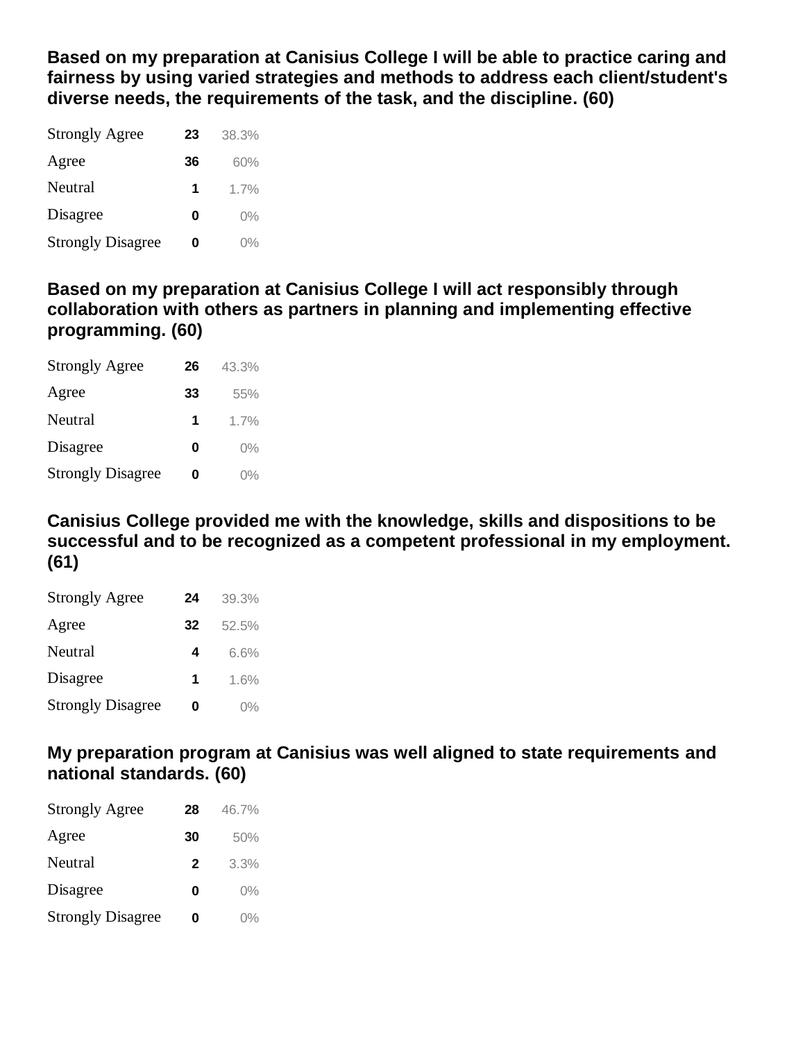**Based on my preparation at Canisius College I will be able to practice caring and fairness by using varied strategies and methods to address each client/student's diverse needs, the requirements of the task, and the discipline. (60)**

| | | |
|---|---|---|
| Strongly Agree | 23 | 38.3% |
| Agree | 36 | 60% |
| Neutral | 1 | 1.7% |
| Disagree | 0 | 0% |
| Strongly Disagree | 0 | 0% |

**Based on my preparation at Canisius College I will act responsibly through collaboration with others as partners in planning and implementing effective programming. (60)**

| | | |
|---|---|---|
| Strongly Agree | 26 | 43.3% |
| Agree | 33 | 55% |
| Neutral | 1 | 1.7% |
| Disagree | 0 | 0% |
| Strongly Disagree | 0 | 0% |

**Canisius College provided me with the knowledge, skills and dispositions to be successful and to be recognized as a competent professional in my employment. (61)**

| | | |
|---|---|---|
| Strongly Agree | 24 | 39.3% |
| Agree | 32 | 52.5% |
| Neutral | 4 | 6.6% |
| Disagree | 1 | 1.6% |
| Strongly Disagree | 0 | 0% |

**My preparation program at Canisius was well aligned to state requirements and national standards. (60)**

| | | |
|---|---|---|
| Strongly Agree | 28 | 46.7% |
| Agree | 30 | 50% |
| Neutral | 2 | 3.3% |
| Disagree | 0 | 0% |
| Strongly Disagree | 0 | 0% |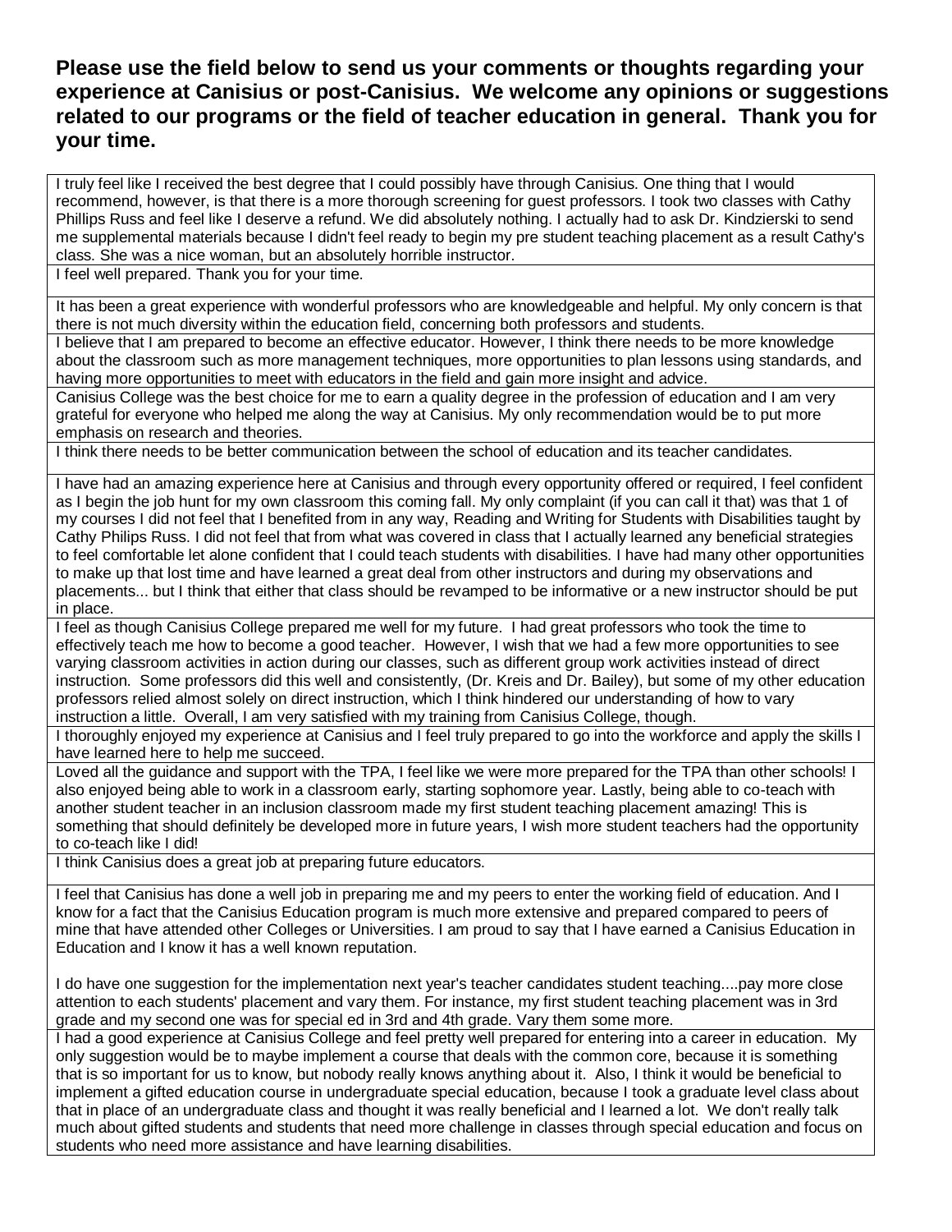**Please use the field below to send us your comments or thoughts regarding your experience at Canisius or post-Canisius. We welcome any opinions or suggestions related to our programs or the field of teacher education in general. Thank you for your time.**

| |
|---|
| I truly feel like I received the best degree that I could possibly have through Canisius. One thing that I would recommend, however, is that there is a more thorough screening for guest professors. I took two classes with Cathy Phillips Russ and feel like I deserve a refund. We did absolutely nothing. I actually had to ask Dr. Kindzierski to send me supplemental materials because I didn't feel ready to begin my pre student teaching placement as a result Cathy's class. She was a nice woman, but an absolutely horrible instructor. |
| I feel well prepared. Thank you for your time. |
| It has been a great experience with wonderful professors who are knowledgeable and helpful. My only concern is that there is not much diversity within the education field, concerning both professors and students. |
| I believe that I am prepared to become an effective educator. However, I think there needs to be more knowledge about the classroom such as more management techniques, more opportunities to plan lessons using standards, and having more opportunities to meet with educators in the field and gain more insight and advice. |
| Canisius College was the best choice for me to earn a quality degree in the profession of education and I am very grateful for everyone who helped me along the way at Canisius. My only recommendation would be to put more emphasis on research and theories. |
| I think there needs to be better communication between the school of education and its teacher candidates. |
| I have had an amazing experience here at Canisius and through every opportunity offered or required, I feel confident as I begin the job hunt for my own classroom this coming fall. My only complaint (if you can call it that) was that 1 of my courses I did not feel that I benefited from in any way, Reading and Writing for Students with Disabilities taught by Cathy Philips Russ. I did not feel that from what was covered in class that I actually learned any beneficial strategies to feel comfortable let alone confident that I could teach students with disabilities. I have had many other opportunities to make up that lost time and have learned a great deal from other instructors and during my observations and placements... but I think that either that class should be revamped to be informative or a new instructor should be put in place. |
| I feel as though Canisius College prepared me well for my future. I had great professors who took the time to effectively teach me how to become a good teacher. However, I wish that we had a few more opportunities to see varying classroom activities in action during our classes, such as different group work activities instead of direct instruction. Some professors did this well and consistently, (Dr. Kreis and Dr. Bailey), but some of my other education professors relied almost solely on direct instruction, which I think hindered our understanding of how to vary instruction a little. Overall, I am very satisfied with my training from Canisius College, though. |
| I thoroughly enjoyed my experience at Canisius and I feel truly prepared to go into the workforce and apply the skills I have learned here to help me succeed. |
| Loved all the guidance and support with the TPA, I feel like we were more prepared for the TPA than other schools! I also enjoyed being able to work in a classroom early, starting sophomore year. Lastly, being able to co-teach with another student teacher in an inclusion classroom made my first student teaching placement amazing! This is something that should definitely be developed more in future years, I wish more student teachers had the opportunity to co-teach like I did! |
| I think Canisius does a great job at preparing future educators. |
| I feel that Canisius has done a well job in preparing me and my peers to enter the working field of education. And I know for a fact that the Canisius Education program is much more extensive and prepared compared to peers of mine that have attended other Colleges or Universities. I am proud to say that I have earned a Canisius Education in Education and I know it has a well known reputation.<br><br>I do have one suggestion for the implementation next year's teacher candidates student teaching....pay more close attention to each students' placement and vary them. For instance, my first student teaching placement was in 3rd grade and my second one was for special ed in 3rd and 4th grade. Vary them some more. |
| I had a good experience at Canisius College and feel pretty well prepared for entering into a career in education. My only suggestion would be to maybe implement a course that deals with the common core, because it is something that is so important for us to know, but nobody really knows anything about it. Also, I think it would be beneficial to implement a gifted education course in undergraduate special education, because I took a graduate level class about that in place of an undergraduate class and thought it was really beneficial and I learned a lot. We don't really talk much about gifted students and students that need more challenge in classes through special education and focus on students who need more assistance and have learning disabilities. |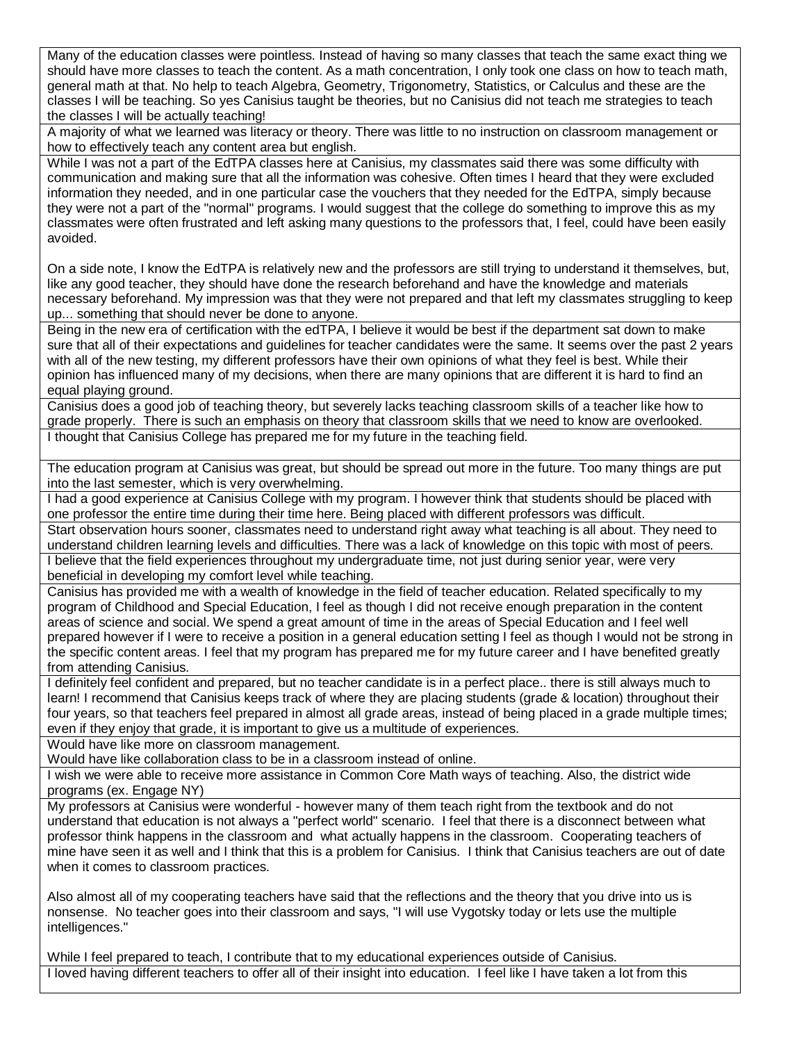Many of the education classes were pointless. Instead of having so many classes that teach the same exact thing we should have more classes to teach the content. As a math concentration, I only took one class on how to teach math, general math at that. No help to teach Algebra, Geometry, Trigonometry, Statistics, or Calculus and these are the classes I will be teaching. So yes Canisius taught be theories, but no Canisius did not teach me strategies to teach the classes I will be actually teaching!

---

A majority of what we learned was literacy or theory. There was little to no instruction on classroom management or how to effectively teach any content area but english.

---

While I was not a part of the EdTPA classes here at Canisius, my classmates said there was some difficulty with communication and making sure that all the information was cohesive. Often times I heard that they were excluded information they needed, and in one particular case the vouchers that they needed for the EdTPA, simply because they were not a part of the "normal" programs. I would suggest that the college do something to improve this as my classmates were often frustrated and left asking many questions to the professors that, I feel, could have been easily avoided.

On a side note, I know the EdTPA is relatively new and the professors are still trying to understand it themselves, but, like any good teacher, they should have done the research beforehand and have the knowledge and materials necessary beforehand. My impression was that they were not prepared and that left my classmates struggling to keep up... something that should never be done to anyone.

---

Being in the new era of certification with the edTPA, I believe it would be best if the department sat down to make sure that all of their expectations and guidelines for teacher candidates were the same. It seems over the past 2 years with all of the new testing, my different professors have their own opinions of what they feel is best. While their opinion has influenced many of my decisions, when there are many opinions that are different it is hard to find an equal playing ground.

---

Canisius does a good job of teaching theory, but severely lacks teaching classroom skills of a teacher like how to grade properly. There is such an emphasis on theory that classroom skills that we need to know are overlooked.

---

I thought that Canisius College has prepared me for my future in the teaching field.

---

The education program at Canisius was great, but should be spread out more in the future. Too many things are put into the last semester, which is very overwhelming.

---

I had a good experience at Canisius College with my program. I however think that students should be placed with one professor the entire time during their time here. Being placed with different professors was difficult.

---

Start observation hours sooner, classmates need to understand right away what teaching is all about. They need to understand children learning levels and difficulties. There was a lack of knowledge on this topic with most of peers.

---

I believe that the field experiences throughout my undergraduate time, not just during senior year, were very beneficial in developing my comfort level while teaching.

---

Canisius has provided me with a wealth of knowledge in the field of teacher education. Related specifically to my program of Childhood and Special Education, I feel as though I did not receive enough preparation in the content areas of science and social. We spend a great amount of time in the areas of Special Education and I feel well prepared however if I were to receive a position in a general education setting I feel as though I would not be strong in the specific content areas. I feel that my program has prepared me for my future career and I have benefited greatly from attending Canisius.

---

I definitely feel confident and prepared, but no teacher candidate is in a perfect place.. there is still always much to learn! I recommend that Canisius keeps track of where they are placing students (grade & location) throughout their four years, so that teachers feel prepared in almost all grade areas, instead of being placed in a grade multiple times; even if they enjoy that grade, it is important to give us a multitude of experiences.

---

Would have like more on classroom management.
Would have like collaboration class to be in a classroom instead of online.

---

I wish we were able to receive more assistance in Common Core Math ways of teaching. Also, the district wide programs (ex. Engage NY)

---

My professors at Canisius were wonderful - however many of them teach right from the textbook and do not understand that education is not always a "perfect world" scenario. I feel that there is a disconnect between what professor think happens in the classroom and what actually happens in the classroom. Cooperating teachers of mine have seen it as well and I think that this is a problem for Canisius. I think that Canisius teachers are out of date when it comes to classroom practices.

Also almost all of my cooperating teachers have said that the reflections and the theory that you drive into us is nonsense. No teacher goes into their classroom and says, "I will use Vygotsky today or lets use the multiple intelligences."

While I feel prepared to teach, I contribute that to my educational experiences outside of Canisius.

---

I loved having different teachers to offer all of their insight into education. I feel like I have taken a lot from this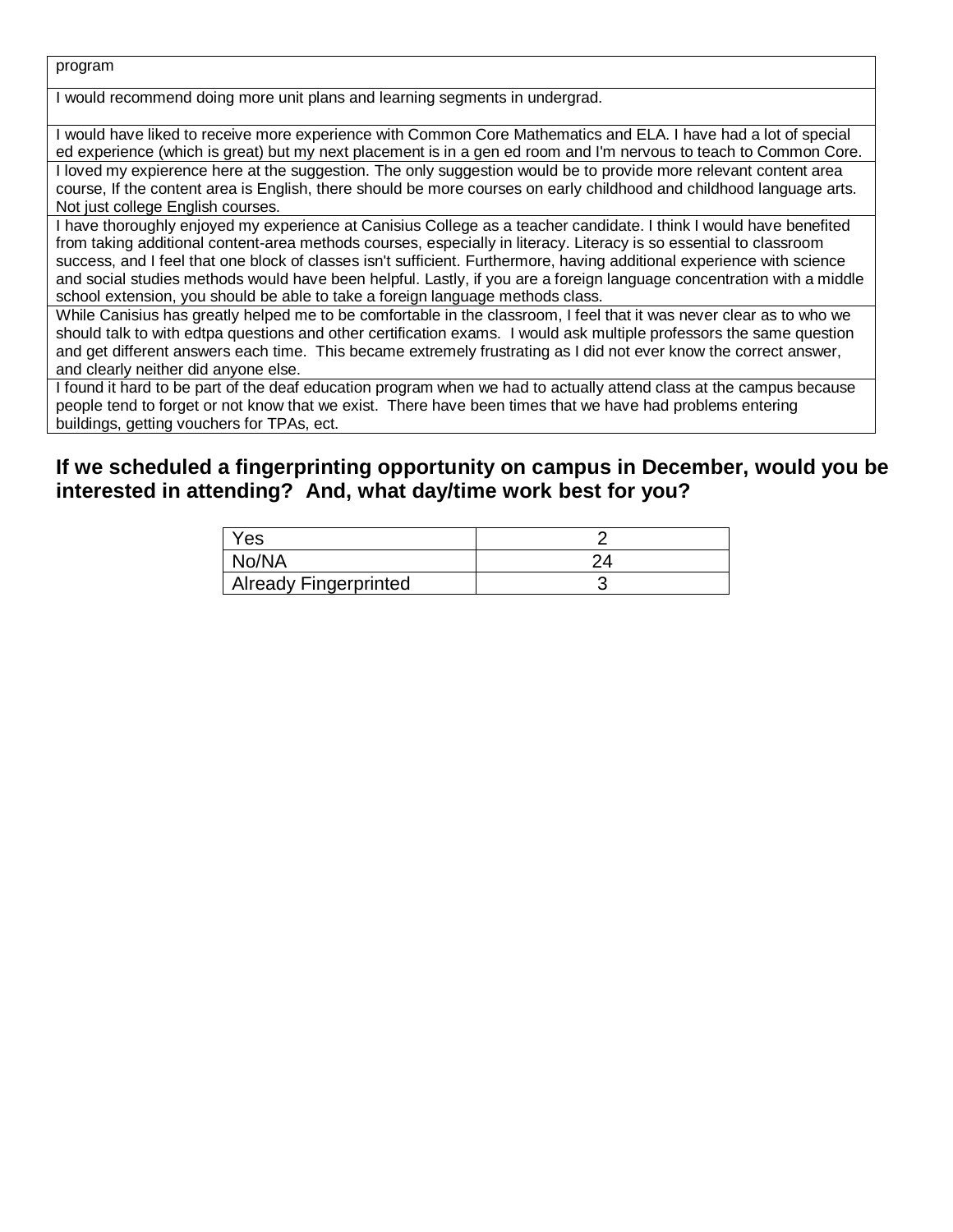| program |
|---|
| I would recommend doing more unit plans and learning segments in undergrad. |
| I would have liked to receive more experience with Common Core Mathematics and ELA. I have had a lot of special ed experience (which is great) but my next placement is in a gen ed room and I'm nervous to teach to Common Core. |
| I loved my expierence here at the suggestion. The only suggestion would be to provide more relevant content area course, If the content area is English, there should be more courses on early childhood and childhood language arts. Not just college English courses. |
| I have thoroughly enjoyed my experience at Canisius College as a teacher candidate. I think I would have benefited from taking additional content-area methods courses, especially in literacy. Literacy is so essential to classroom success, and I feel that one block of classes isn't sufficient. Furthermore, having additional experience with science and social studies methods would have been helpful. Lastly, if you are a foreign language concentration with a middle school extension, you should be able to take a foreign language methods class. |
| While Canisius has greatly helped me to be comfortable in the classroom, I feel that it was never clear as to who we should talk to with edtpa questions and other certification exams. I would ask multiple professors the same question and get different answers each time. This became extremely frustrating as I did not ever know the correct answer, and clearly neither did anyone else. |
| I found it hard to be part of the deaf education program when we had to actually attend class at the campus because people tend to forget or not know that we exist. There have been times that we have had problems entering buildings, getting vouchers for TPAs, ect. |

### If we scheduled a fingerprinting opportunity on campus in December, would you be interested in attending? And, what day/time work best for you?

| Response | Count |
|---|---|
| Yes | 2 |
| No/NA | 24 |
| Already Fingerprinted | 3 |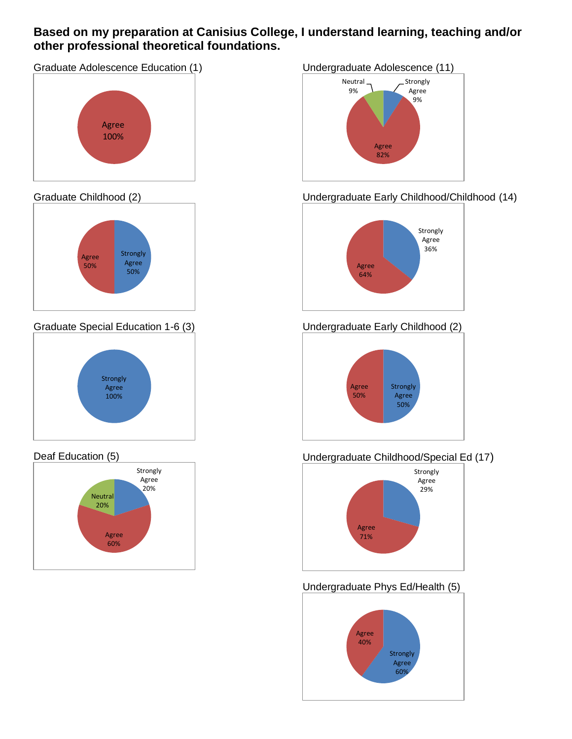**Based on my preparation at Canisius College, I understand learning, teaching and/or other professional theoretical foundations.**

Graduate Adolescence Education (1)

Agree 100%

Graduate Childhood (2)

Agree 50%
Strongly Agree 50%

Graduate Special Education 1-6 (3)

Strongly Agree 100%

Deaf Education (5)

Strongly Agree 20%
Neutral 20%
Agree 60%

Undergraduate Adolescence (11)

Neutral 9%
Strongly Agree 9%
Agree 82%

Undergraduate Early Childhood/Childhood (14)

Strongly Agree 36%
Agree 64%

Undergraduate Early Childhood (2)

Agree 50%
Strongly Agree 50%

Undergraduate Childhood/Special Ed (17)

Strongly Agree 29%
Agree 71%

Undergraduate Phys Ed/Health (5)

Agree 40%
Strongly Agree 60%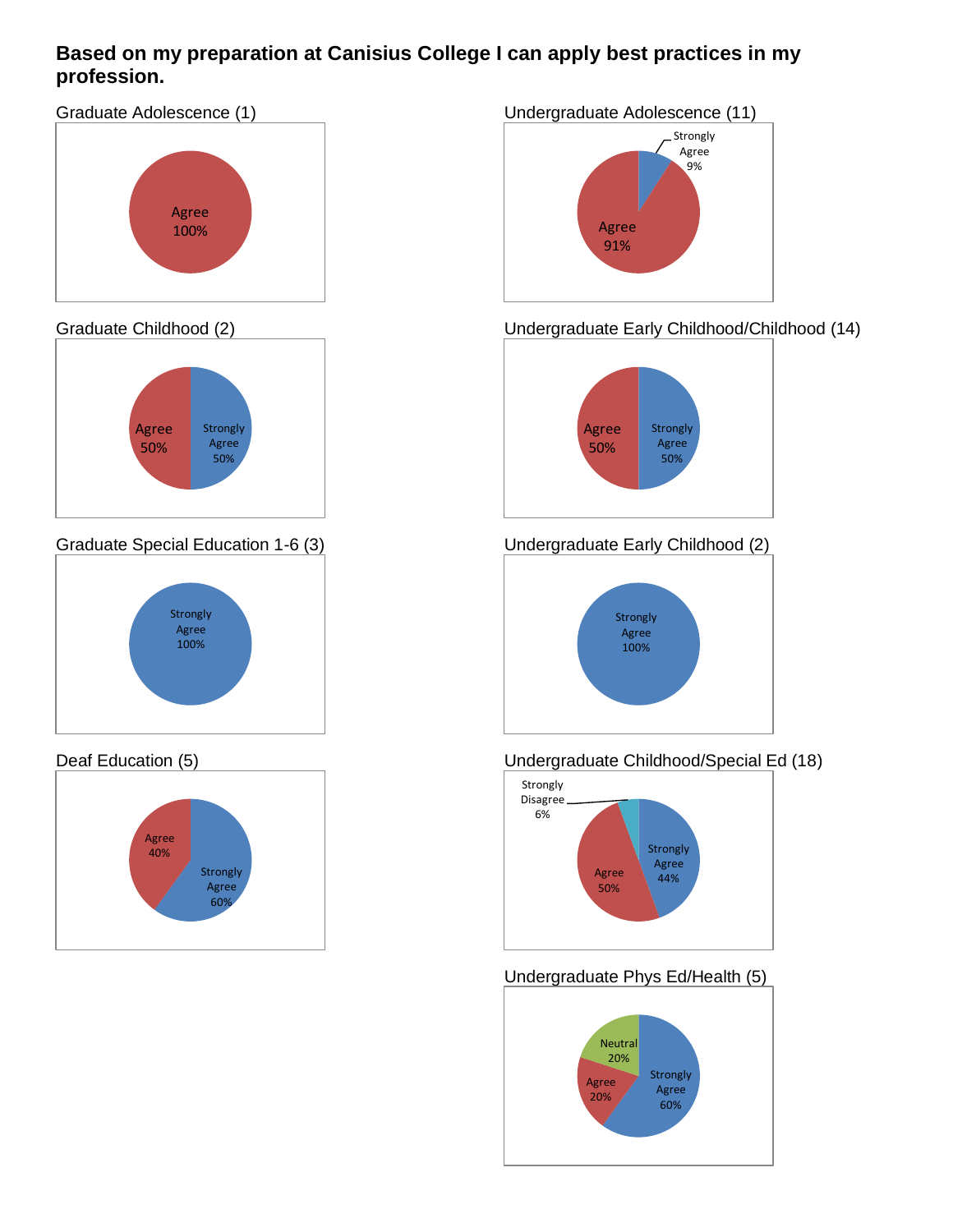**Based on my preparation at Canisius College I can apply best practices in my profession.**

Graduate Adolescence (1)

Agree 100%

Undergraduate Adolescence (11)

Strongly Agree 9%
Agree 91%

Graduate Childhood (2)

Agree 50%
Strongly Agree 50%

Undergraduate Early Childhood/Childhood (14)

Agree 50%
Strongly Agree 50%

Graduate Special Education 1-6 (3)

Strongly Agree 100%

Undergraduate Early Childhood (2)

Strongly Agree 100%

Deaf Education (5)

Agree 40%
Strongly Agree 60%

Undergraduate Childhood/Special Ed (18)

Strongly Disagree 6%
Agree 50%
Strongly Agree 44%

Undergraduate Phys Ed/Health (5)

Neutral 20%
Agree 20%
Strongly Agree 60%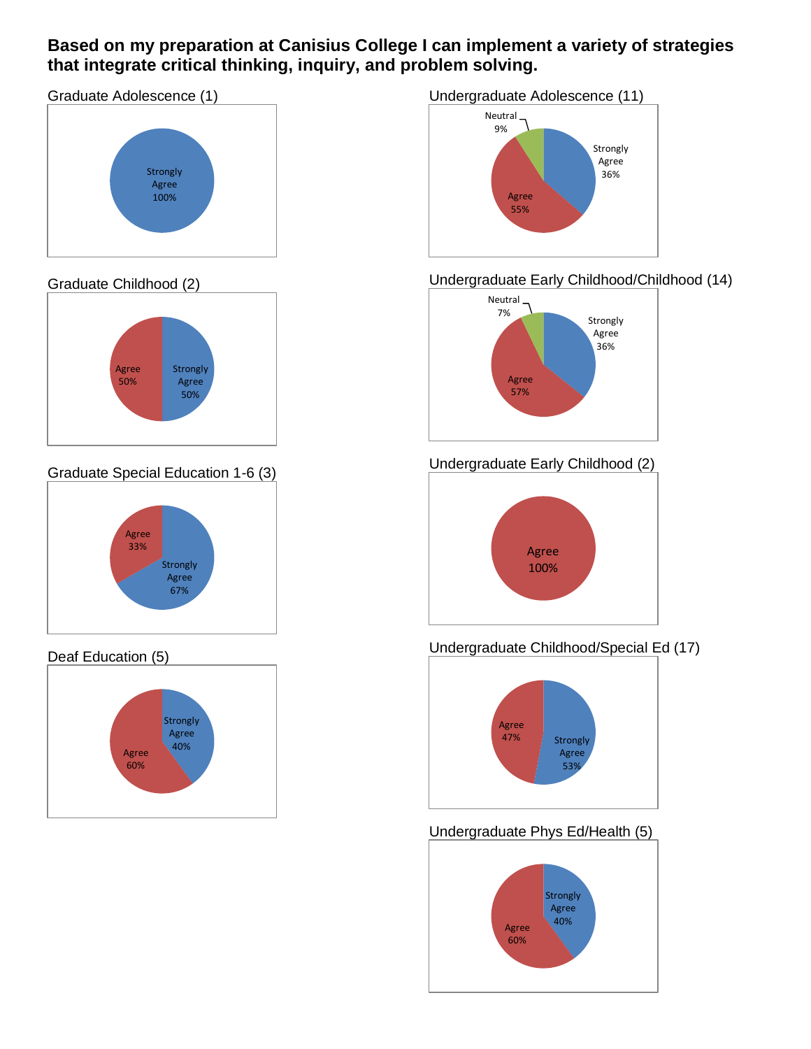**Based on my preparation at Canisius College I can implement a variety of strategies that integrate critical thinking, inquiry, and problem solving.**

Graduate Adolescence (1)

Strongly Agree 100%

Graduate Childhood (2)

Agree 50%
Strongly Agree 50%

Graduate Special Education 1-6 (3)

Agree 33%
Strongly Agree 67%

Deaf Education (5)

Strongly Agree 40%
Agree 60%

Undergraduate Adolescence (11)

Neutral 9%
Strongly Agree 36%
Agree 55%

Undergraduate Early Childhood/Childhood (14)

Neutral 7%
Strongly Agree 36%
Agree 57%

Undergraduate Early Childhood (2)

Agree 100%

Undergraduate Childhood/Special Ed (17)

Agree 47%
Strongly Agree 53%

Undergraduate Phys Ed/Health (5)

Strongly Agree 40%
Agree 60%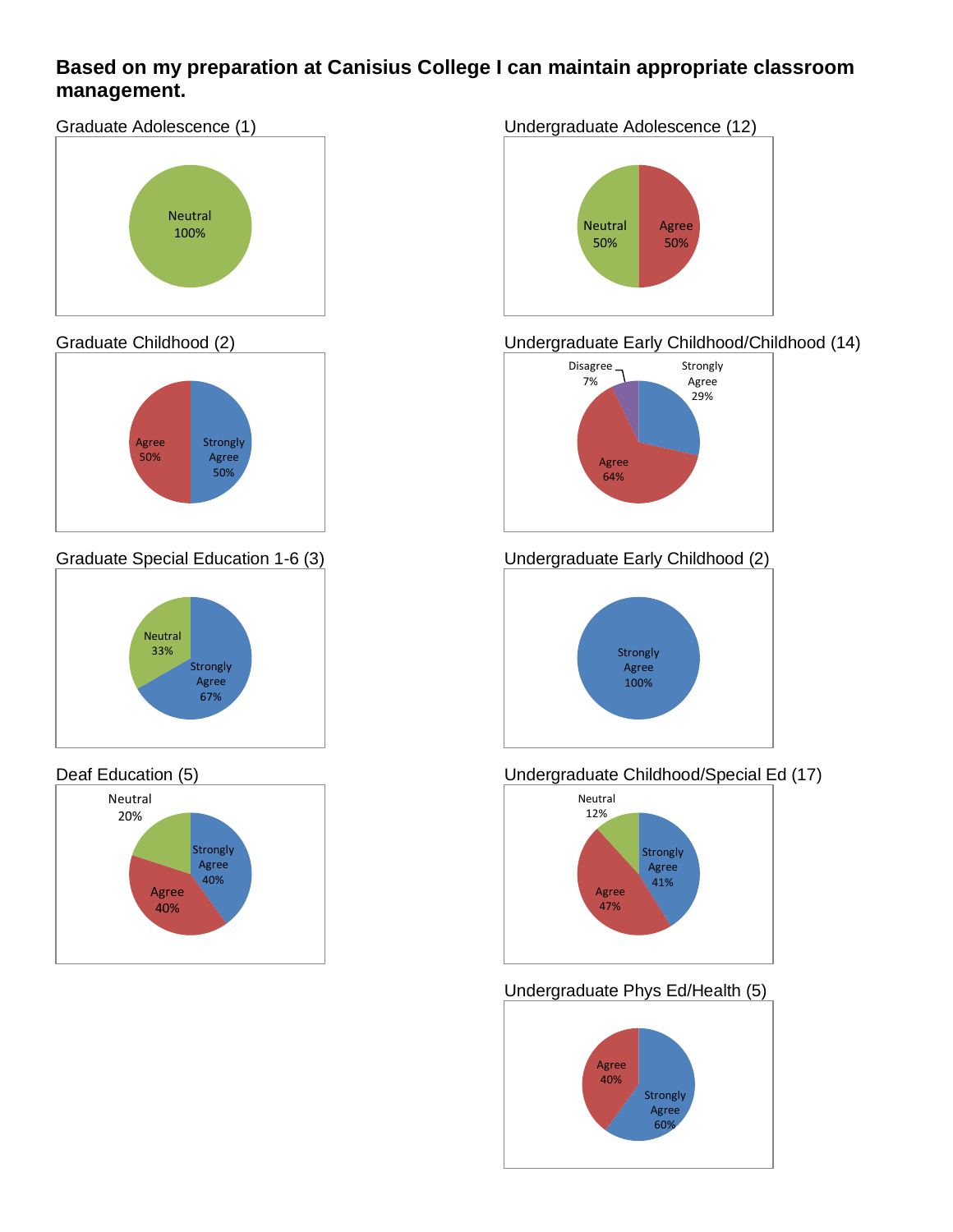**Based on my preparation at Canisius College I can maintain appropriate classroom management.**

Graduate Adolescence (1)

Neutral 100%

Undergraduate Adolescence (12)

Neutral 50%
Agree 50%

Graduate Childhood (2)

Agree 50%
Strongly Agree 50%

Undergraduate Early Childhood/Childhood (14)

Disagree 7%
Strongly Agree 29%
Agree 64%

Graduate Special Education 1-6 (3)

Neutral 33%
Strongly Agree 67%

Undergraduate Early Childhood (2)

Strongly Agree 100%

Deaf Education (5)

Neutral 20%
Strongly Agree 40%
Agree 40%

Undergraduate Childhood/Special Ed (17)

Neutral 12%
Strongly Agree 41%
Agree 47%

Undergraduate Phys Ed/Health (5)

Agree 40%
Strongly Agree 60%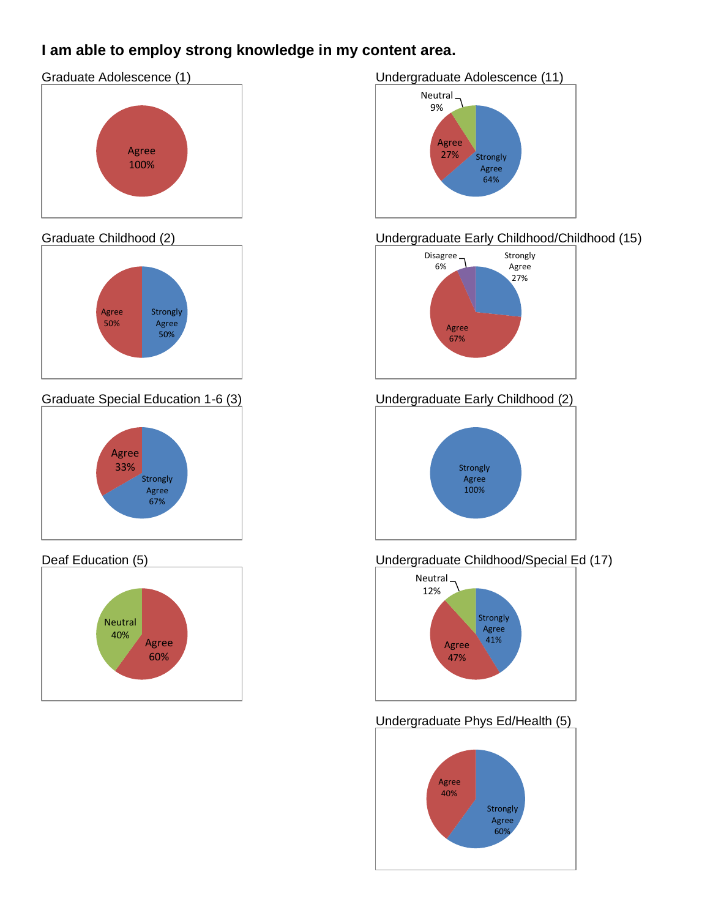**I am able to employ strong knowledge in my content area.**

Graduate Adolescence (1)

Agree 100%

Undergraduate Adolescence (11)

Neutral 9%
Agree 27%
Strongly Agree 64%

Graduate Childhood (2)

Agree 50%
Strongly Agree 50%

Undergraduate Early Childhood/Childhood (15)

Disagree 6%
Strongly Agree 27%
Agree 67%

Graduate Special Education 1-6 (3)

Agree 33%
Strongly Agree 67%

Undergraduate Early Childhood (2)

Strongly Agree 100%

Deaf Education (5)

Neutral 40%
Agree 60%

Undergraduate Childhood/Special Ed (17)

Neutral 12%
Strongly Agree 41%
Agree 47%

Undergraduate Phys Ed/Health (5)

Agree 40%
Strongly Agree 60%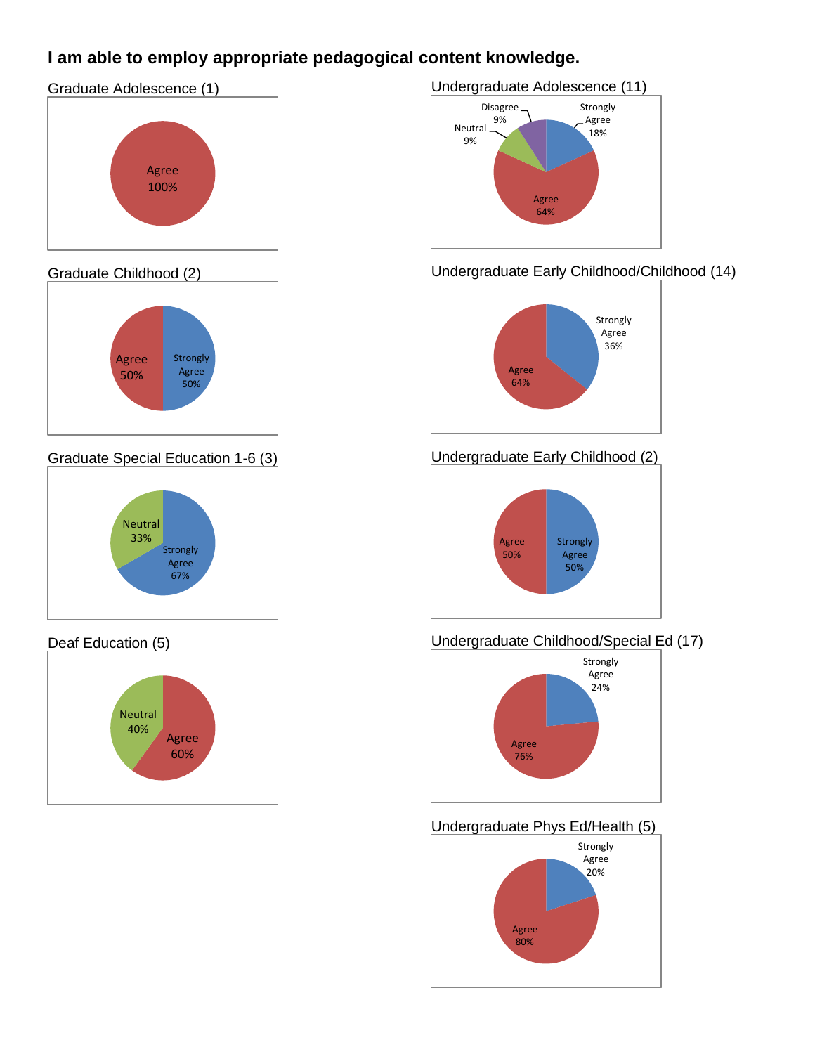# I am able to employ appropriate pedagogical content knowledge.

### Graduate Adolescence (1)

Agree 100%

### Undergraduate Adolescence (11)

Disagree 9%
Neutral 9%
Strongly Agree 18%
Agree 64%

### Graduate Childhood (2)

Agree 50%
Strongly Agree 50%

### Undergraduate Early Childhood/Childhood (14)

Strongly Agree 36%
Agree 64%

### Graduate Special Education 1-6 (3)

Neutral 33%
Strongly Agree 67%

### Undergraduate Early Childhood (2)

Agree 50%
Strongly Agree 50%

### Deaf Education (5)

Neutral 40%
Agree 60%

### Undergraduate Childhood/Special Ed (17)

Strongly Agree 24%
Agree 76%

### Undergraduate Phys Ed/Health (5)

Strongly Agree 20%
Agree 80%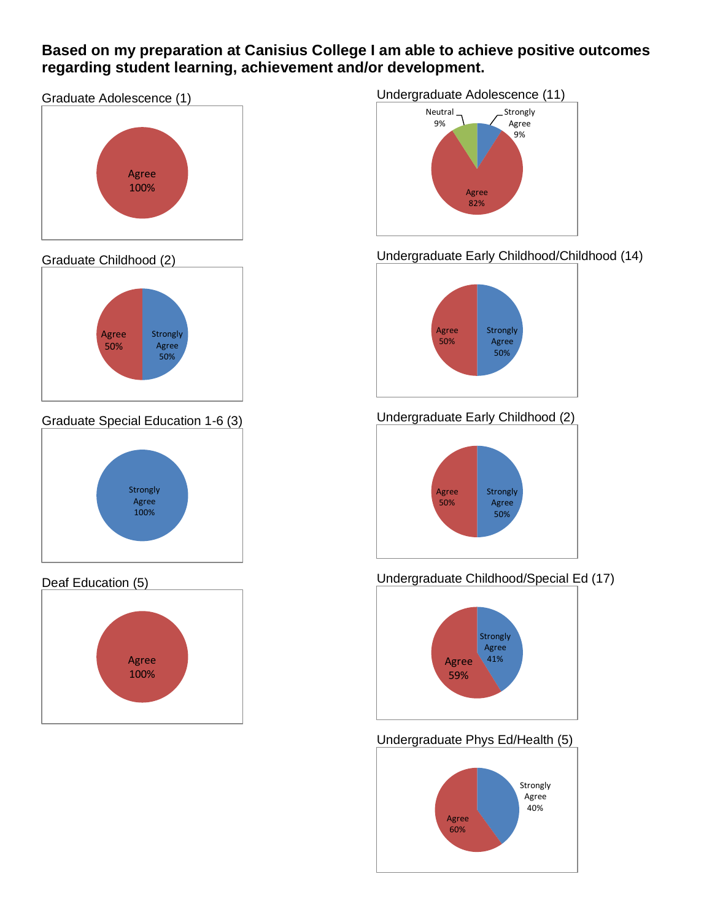**Based on my preparation at Canisius College I am able to achieve positive outcomes regarding student learning, achievement and/or development.**

Graduate Adolescence (1)

Agree 100%

Undergraduate Adolescence (11)

Neutral 9%

Strongly Agree 9%

Agree 82%

Graduate Childhood (2)

Agree 50%

Strongly Agree 50%

Undergraduate Early Childhood/Childhood (14)

Agree 50%

Strongly Agree 50%

Graduate Special Education 1-6 (3)

Strongly Agree 100%

Undergraduate Early Childhood (2)

Agree 50%

Strongly Agree 50%

Deaf Education (5)

Agree 100%

Undergraduate Childhood/Special Ed (17)

Strongly Agree 41%

Agree 59%

Undergraduate Phys Ed/Health (5)

Strongly Agree 40%

Agree 60%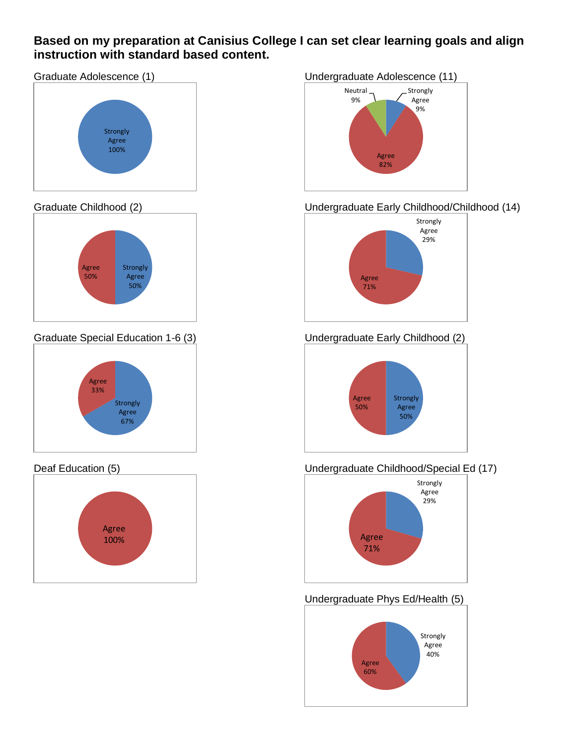# Based on my preparation at Canisius College I can set clear learning goals and align instruction with standard based content.

### Graduate Adolescence (1)

Strongly Agree 100%

### Undergraduate Adolescence (11)

Neutral 9%
Strongly Agree 9%
Agree 82%

### Graduate Childhood (2)

Agree 50%
Strongly Agree 50%

### Undergraduate Early Childhood/Childhood (14)

Strongly Agree 29%
Agree 71%

### Graduate Special Education 1-6 (3)

Agree 33%
Strongly Agree 67%

### Undergraduate Early Childhood (2)

Agree 50%
Strongly Agree 50%

### Deaf Education (5)

Agree 100%

### Undergraduate Childhood/Special Ed (17)

Strongly Agree 29%
Agree 71%

### Undergraduate Phys Ed/Health (5)

Strongly Agree 40%
Agree 60%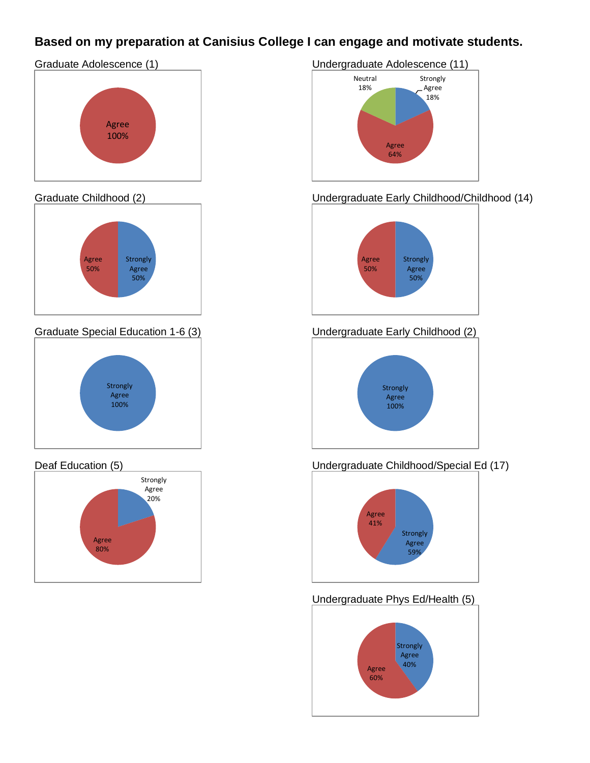# Based on my preparation at Canisius College I can engage and motivate students.

Graduate Adolescence (1)

Agree 100%

Undergraduate Adolescence (11)

Neutral 18%
Strongly Agree 18%
Agree 64%

Graduate Childhood (2)

Agree 50%
Strongly Agree 50%

Undergraduate Early Childhood/Childhood (14)

Agree 50%
Strongly Agree 50%

Graduate Special Education 1-6 (3)

Strongly Agree 100%

Undergraduate Early Childhood (2)

Strongly Agree 100%

Deaf Education (5)

Strongly Agree 20%
Agree 80%

Undergraduate Childhood/Special Ed (17)

Agree 41%
Strongly Agree 59%

Undergraduate Phys Ed/Health (5)

Strongly Agree 40%
Agree 60%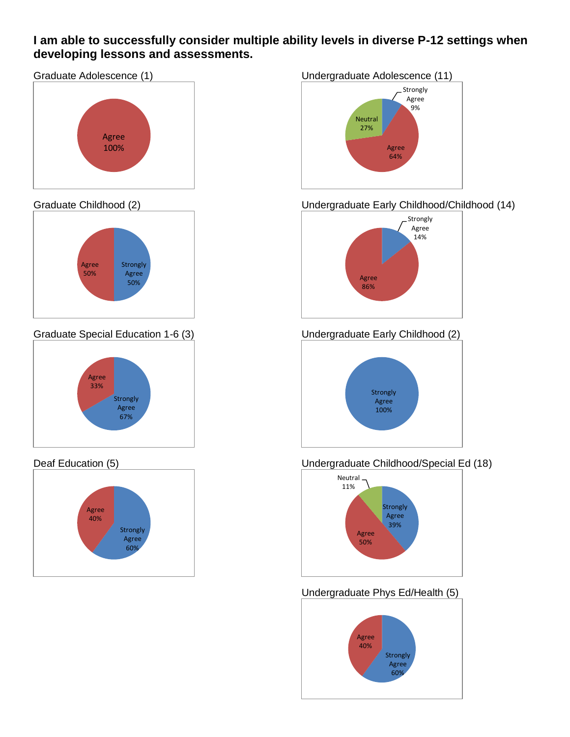**I am able to successfully consider multiple ability levels in diverse P-12 settings when developing lessons and assessments.**

Graduate Adolescence (1)

Agree 100%

Undergraduate Adolescence (11)

Strongly Agree 9%
Neutral 27%
Agree 64%

Graduate Childhood (2)

Agree 50%
Strongly Agree 50%

Undergraduate Early Childhood/Childhood (14)

Strongly Agree 14%
Agree 86%

Graduate Special Education 1-6 (3)

Agree 33%
Strongly Agree 67%

Undergraduate Early Childhood (2)

Strongly Agree 100%

Deaf Education (5)

Agree 40%
Strongly Agree 60%

Undergraduate Childhood/Special Ed (18)

Neutral 11%
Strongly Agree 39%
Agree 50%

Undergraduate Phys Ed/Health (5)

Agree 40%
Strongly Agree 60%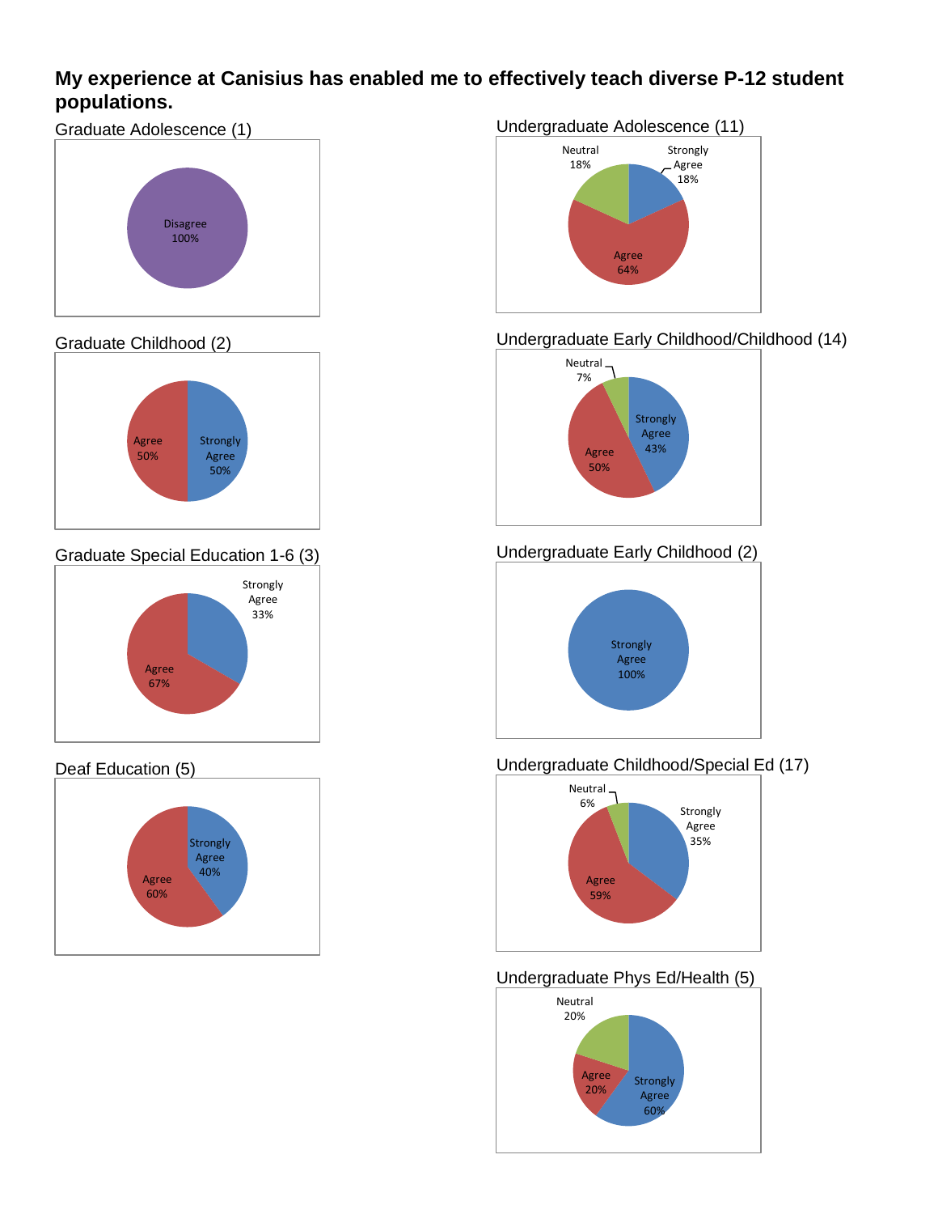**My experience at Canisius has enabled me to effectively teach diverse P-12 student populations.**

Graduate Adolescence (1)

Disagree 100%

Graduate Childhood (2)

Agree 50%
Strongly Agree 50%

Graduate Special Education 1-6 (3)

Strongly Agree 33%
Agree 67%

Deaf Education (5)

Strongly Agree 40%
Agree 60%

Undergraduate Adolescence (11)

Neutral 18%
Strongly Agree 18%
Agree 64%

Undergraduate Early Childhood/Childhood (14)

Neutral 7%
Strongly Agree 43%
Agree 50%

Undergraduate Early Childhood (2)

Strongly Agree 100%

Undergraduate Childhood/Special Ed (17)

Neutral 6%
Strongly Agree 35%
Agree 59%

Undergraduate Phys Ed/Health (5)

Neutral 20%
Agree 20%
Strongly Agree 60%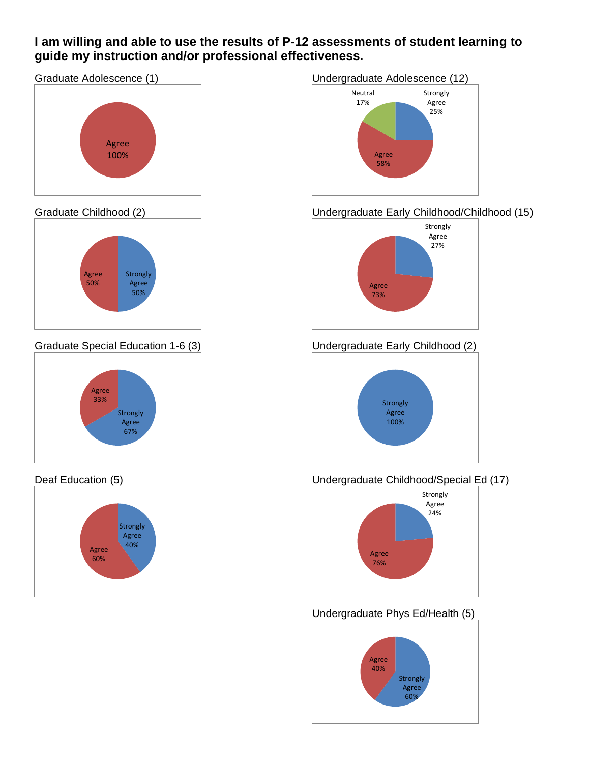**I am willing and able to use the results of P-12 assessments of student learning to guide my instruction and/or professional effectiveness.**

Graduate Adolescence (1)

Agree 100%

Graduate Childhood (2)

Agree 50%
Strongly Agree 50%

Graduate Special Education 1-6 (3)

Agree 33%
Strongly Agree 67%

Deaf Education (5)

Strongly Agree 40%
Agree 60%

Undergraduate Adolescence (12)

Neutral 17%
Strongly Agree 25%
Agree 58%

Undergraduate Early Childhood/Childhood (15)

Strongly Agree 27%
Agree 73%

Undergraduate Early Childhood (2)

Strongly Agree 100%

Undergraduate Childhood/Special Ed (17)

Strongly Agree 24%
Agree 76%

Undergraduate Phys Ed/Health (5)

Agree 40%
Strongly Agree 60%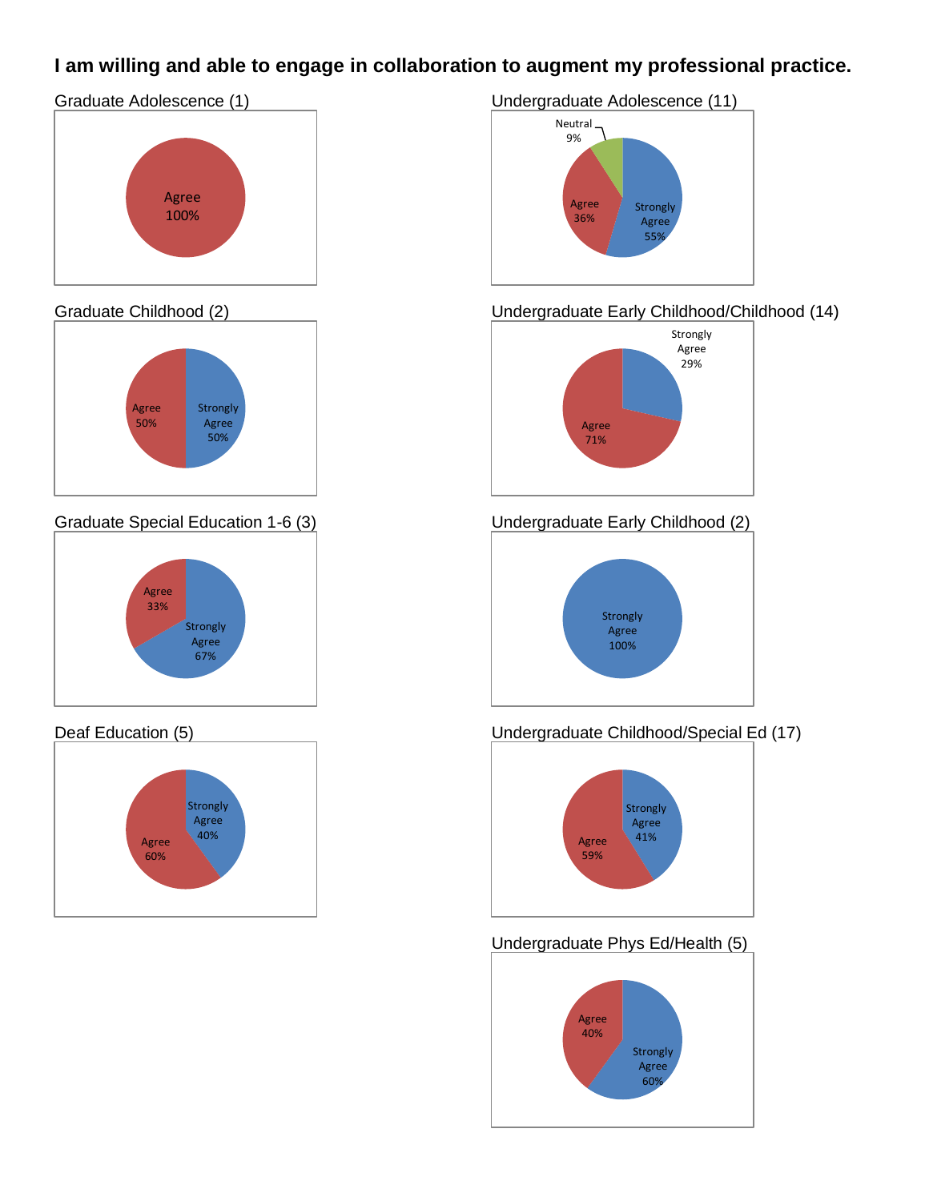**I am willing and able to engage in collaboration to augment my professional practice.**

Graduate Adolescence (1)

Agree 100%

Undergraduate Adolescence (11)

Neutral 9%
Agree 36%
Strongly Agree 55%

Graduate Childhood (2)

Agree 50%
Strongly Agree 50%

Undergraduate Early Childhood/Childhood (14)

Strongly Agree 29%
Agree 71%

Graduate Special Education 1-6 (3)

Agree 33%
Strongly Agree 67%

Undergraduate Early Childhood (2)

Strongly Agree 100%

Deaf Education (5)

Strongly Agree 40%
Agree 60%

Undergraduate Childhood/Special Ed (17)

Strongly Agree 41%
Agree 59%

Undergraduate Phys Ed/Health (5)

Agree 40%
Strongly Agree 60%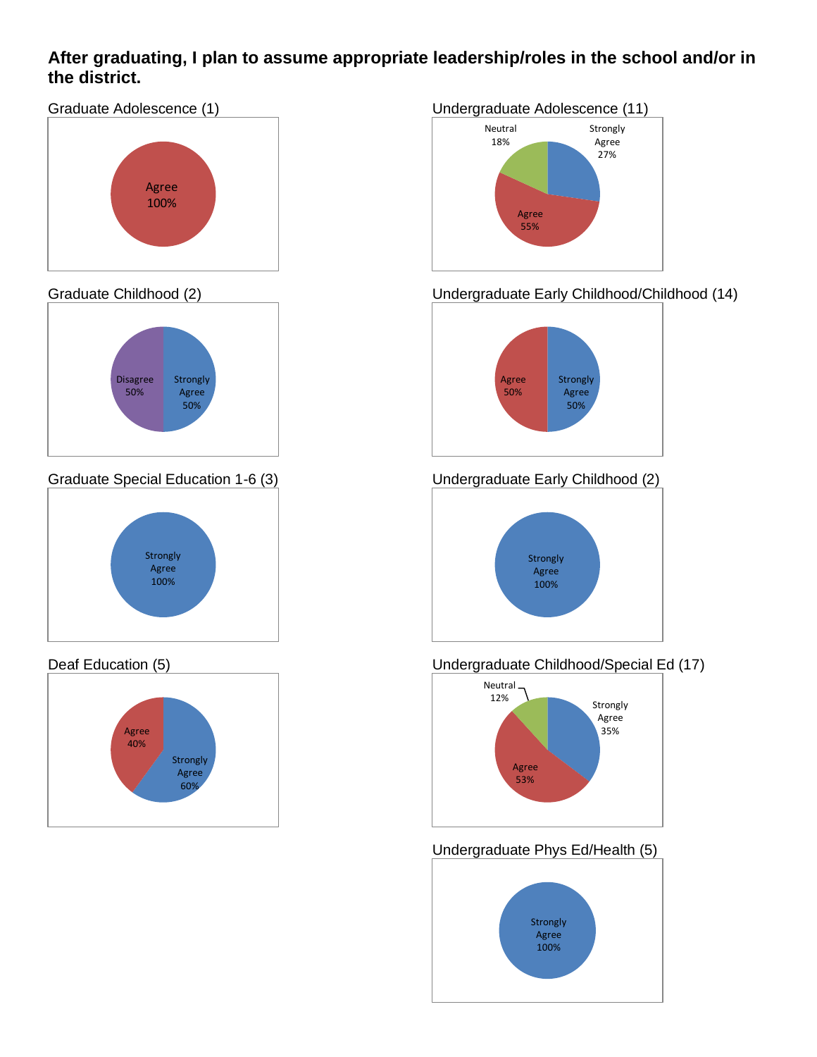**After graduating, I plan to assume appropriate leadership/roles in the school and/or in the district.**

Graduate Adolescence (1)

Agree 100%

Undergraduate Adolescence (11)

Neutral 18%
Strongly Agree 27%
Agree 55%

Graduate Childhood (2)

Disagree 50%
Strongly Agree 50%

Undergraduate Early Childhood/Childhood (14)

Agree 50%
Strongly Agree 50%

Graduate Special Education 1-6 (3)

Strongly Agree 100%

Undergraduate Early Childhood (2)

Strongly Agree 100%

Deaf Education (5)

Agree 40%
Strongly Agree 60%

Undergraduate Childhood/Special Ed (17)

Neutral 12%
Strongly Agree 35%
Agree 53%

Undergraduate Phys Ed/Health (5)

Strongly Agree 100%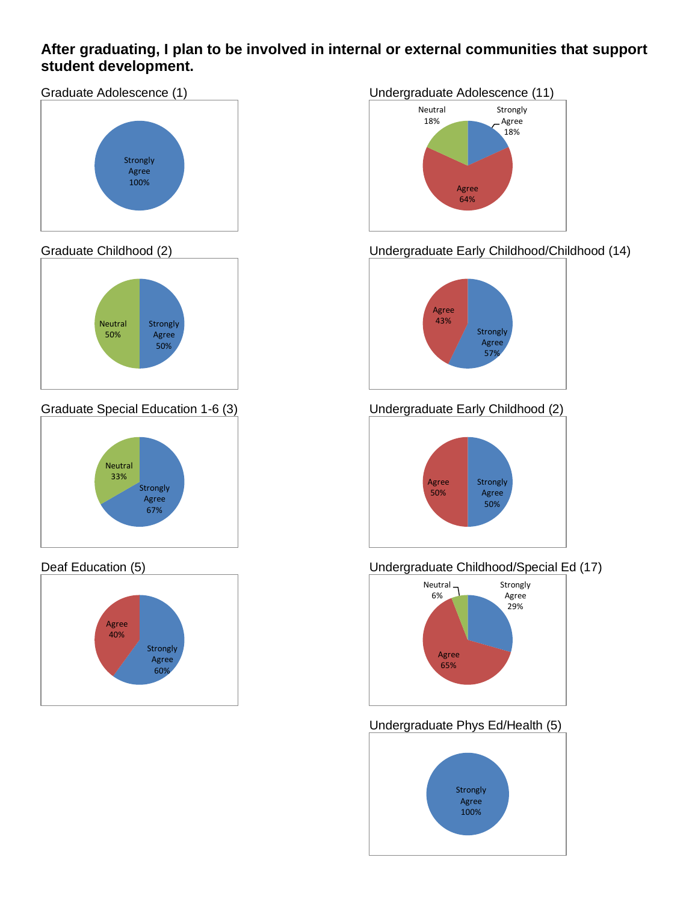**After graduating, I plan to be involved in internal or external communities that support student development.**

Graduate Adolescence (1)

Strongly Agree 100%

Graduate Childhood (2)

Neutral 50%
Strongly Agree 50%

Graduate Special Education 1-6 (3)

Neutral 33%
Strongly Agree 67%

Deaf Education (5)

Agree 40%
Strongly Agree 60%

Undergraduate Adolescence (11)

Neutral 18%
Strongly Agree 18%
Agree 64%

Undergraduate Early Childhood/Childhood (14)

Agree 43%
Strongly Agree 57%

Undergraduate Early Childhood (2)

Agree 50%
Strongly Agree 50%

Undergraduate Childhood/Special Ed (17)

Neutral 6%
Strongly Agree 29%
Agree 65%

Undergraduate Phys Ed/Health (5)

Strongly Agree 100%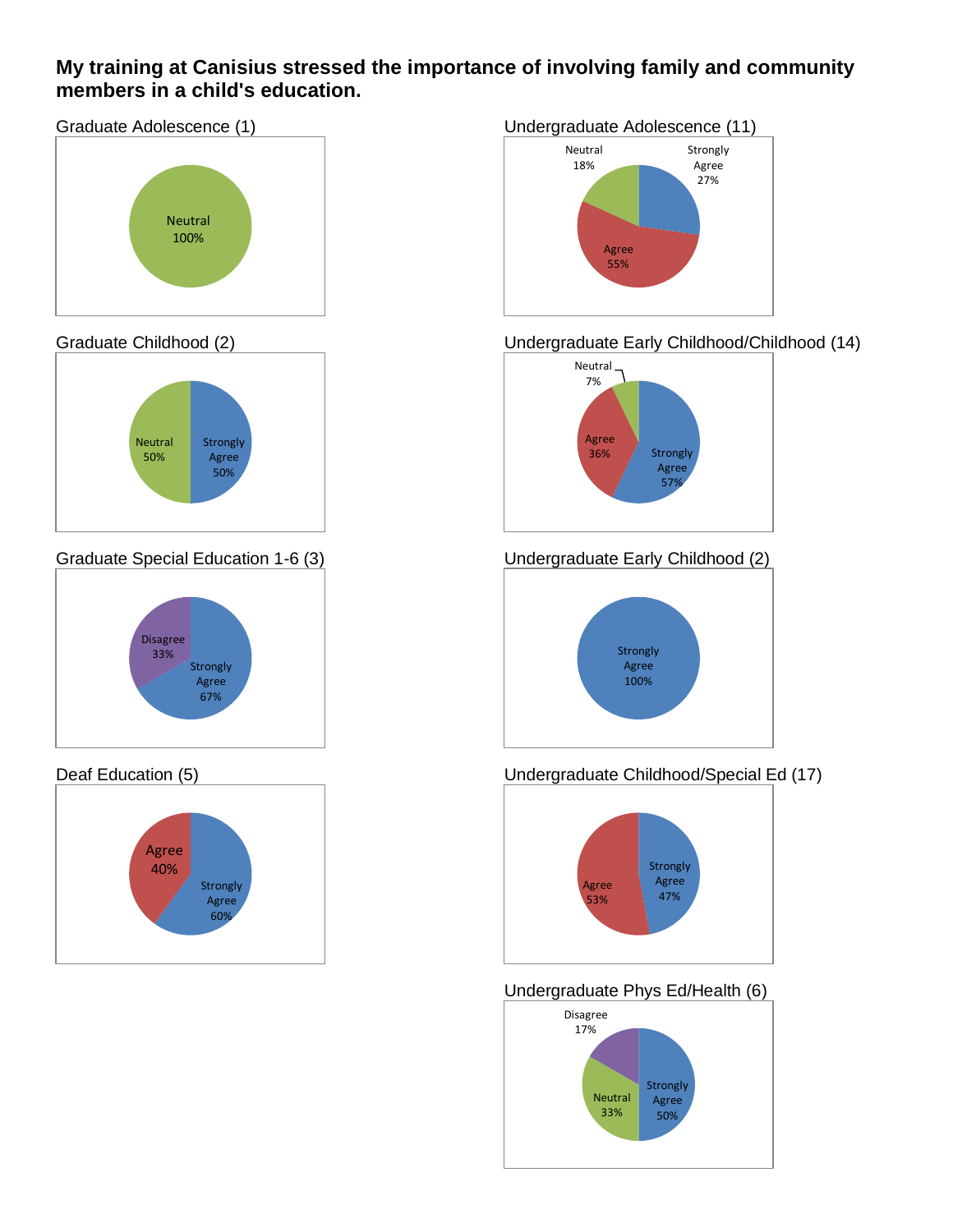**My training at Canisius stressed the importance of involving family and community members in a child's education.**

Graduate Adolescence (1)

Neutral 100%

Graduate Childhood (2)

Neutral 50%
Strongly Agree 50%

Graduate Special Education 1-6 (3)

Disagree 33%
Strongly Agree 67%

Deaf Education (5)

Agree 40%
Strongly Agree 60%

Undergraduate Adolescence (11)

Neutral 18%
Strongly Agree 27%
Agree 55%

Undergraduate Early Childhood/Childhood (14)

Neutral 7%
Agree 36%
Strongly Agree 57%

Undergraduate Early Childhood (2)

Strongly Agree 100%

Undergraduate Childhood/Special Ed (17)

Agree 53%
Strongly Agree 47%

Undergraduate Phys Ed/Health (6)

Disagree 17%
Neutral 33%
Strongly Agree 50%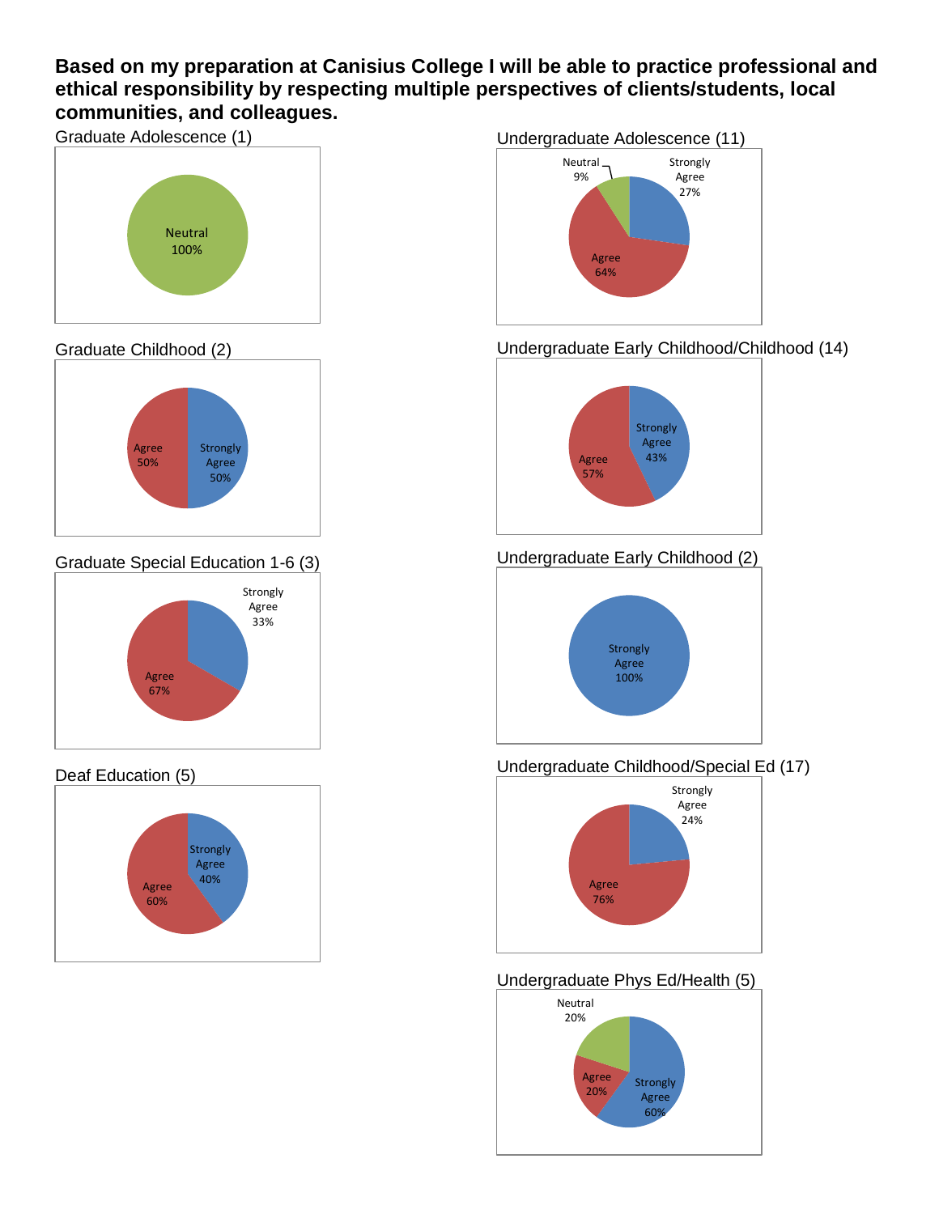**Based on my preparation at Canisius College I will be able to practice professional and ethical responsibility by respecting multiple perspectives of clients/students, local communities, and colleagues.**

Graduate Adolescence (1)

Neutral 100%

Graduate Childhood (2)

Agree 50%
Strongly Agree 50%

Graduate Special Education 1-6 (3)

Strongly Agree 33%
Agree 67%

Deaf Education (5)

Strongly Agree 40%
Agree 60%

Undergraduate Adolescence (11)

Neutral 9%
Strongly Agree 27%
Agree 64%

Undergraduate Early Childhood/Childhood (14)

Strongly Agree 43%
Agree 57%

Undergraduate Early Childhood (2)

Strongly Agree 100%

Undergraduate Childhood/Special Ed (17)

Strongly Agree 24%
Agree 76%

Undergraduate Phys Ed/Health (5)

Neutral 20%
Agree 20%
Strongly Agree 60%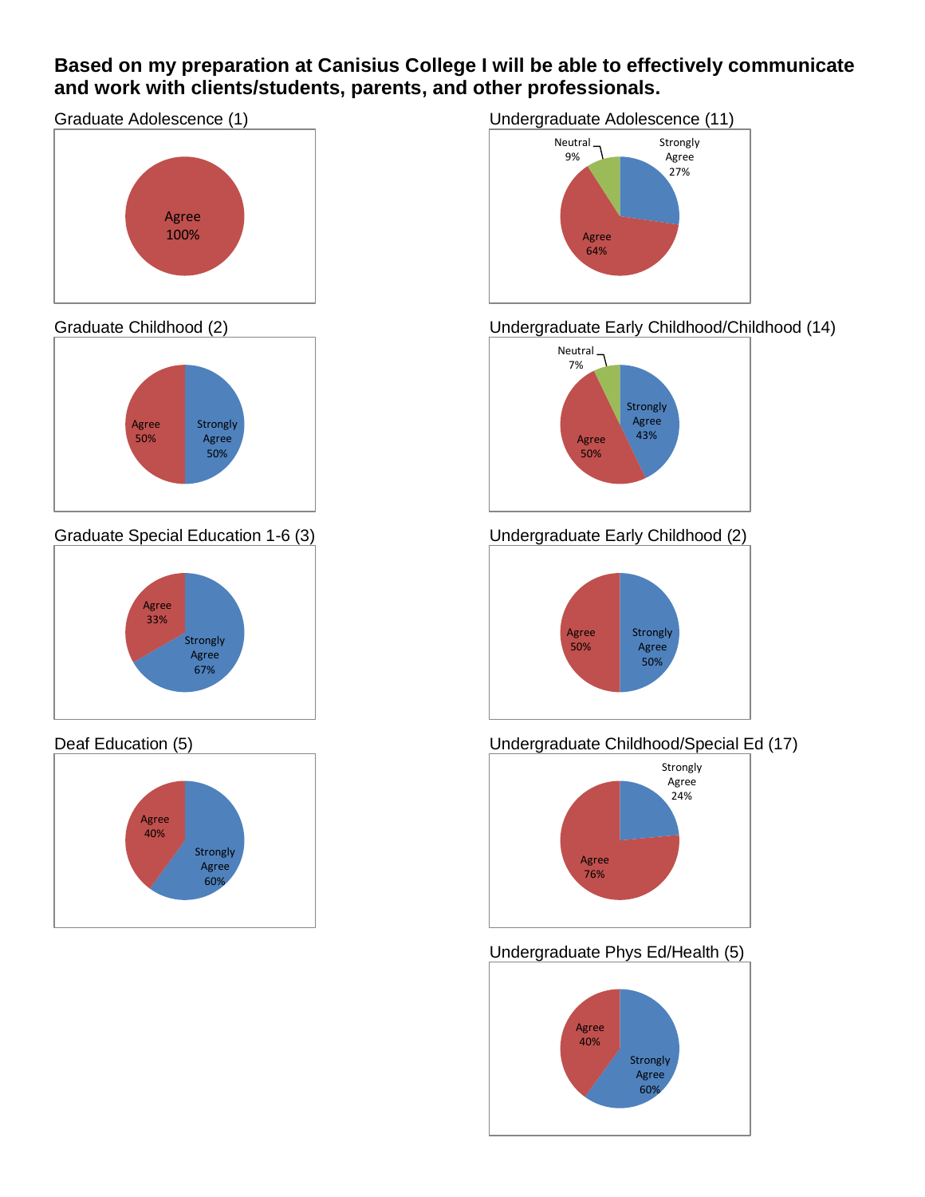**Based on my preparation at Canisius College I will be able to effectively communicate and work with clients/students, parents, and other professionals.**

Graduate Adolescence (1)

Agree 100%

Undergraduate Adolescence (11)

Neutral 9%
Strongly Agree 27%
Agree 64%

Graduate Childhood (2)

Agree 50%
Strongly Agree 50%

Undergraduate Early Childhood/Childhood (14)

Neutral 7%
Strongly Agree 43%
Agree 50%

Graduate Special Education 1-6 (3)

Agree 33%
Strongly Agree 67%

Undergraduate Early Childhood (2)

Agree 50%
Strongly Agree 50%

Deaf Education (5)

Agree 40%
Strongly Agree 60%

Undergraduate Childhood/Special Ed (17)

Strongly Agree 24%
Agree 76%

Undergraduate Phys Ed/Health (5)

Agree 40%
Strongly Agree 60%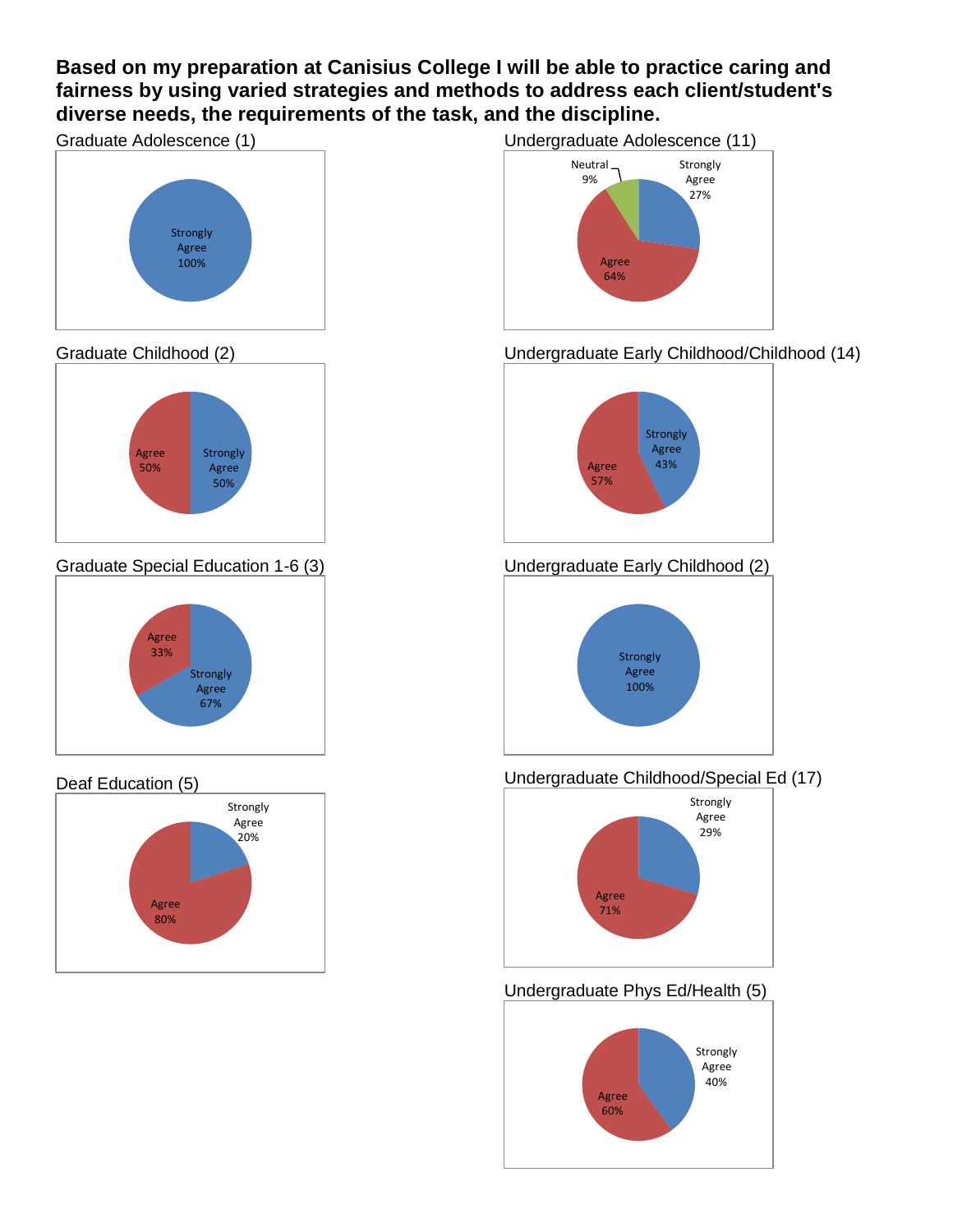**Based on my preparation at Canisius College I will be able to practice caring and fairness by using varied strategies and methods to address each client/student's diverse needs, the requirements of the task, and the discipline.**

Graduate Adolescence (1)

Strongly Agree 100%

Undergraduate Adolescence (11)

Neutral 9%
Strongly Agree 27%
Agree 64%

Graduate Childhood (2)

Agree 50%
Strongly Agree 50%

Undergraduate Early Childhood/Childhood (14)

Strongly Agree 43%
Agree 57%

Graduate Special Education 1-6 (3)

Agree 33%
Strongly Agree 67%

Undergraduate Early Childhood (2)

Strongly Agree 100%

Deaf Education (5)

Strongly Agree 20%
Agree 80%

Undergraduate Childhood/Special Ed (17)

Strongly Agree 29%
Agree 71%

Undergraduate Phys Ed/Health (5)

Strongly Agree 40%
Agree 60%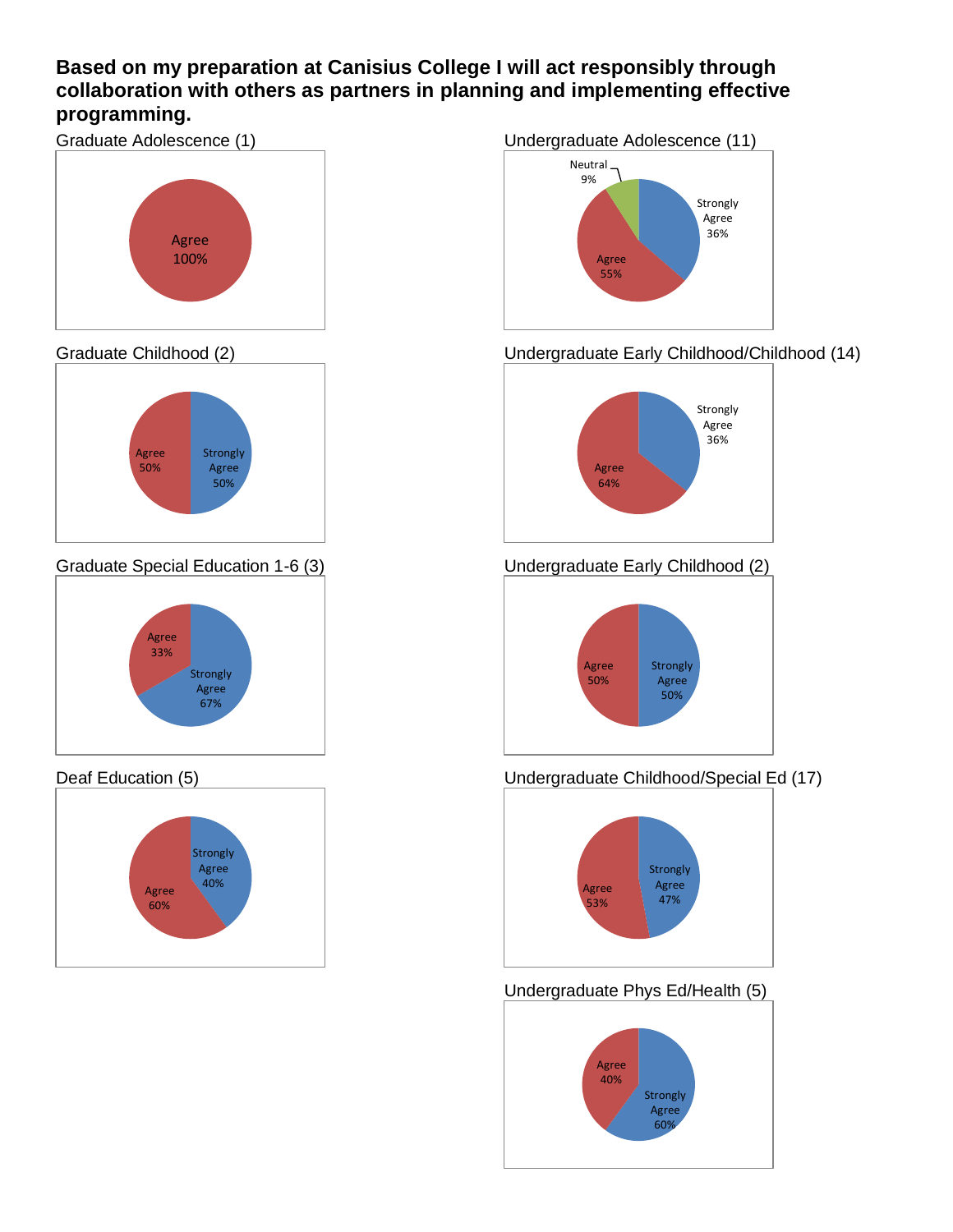**Based on my preparation at Canisius College I will act responsibly through collaboration with others as partners in planning and implementing effective programming.**

Graduate Adolescence (1)

Agree 100%

Undergraduate Adolescence (11)

Neutral 9%
Strongly Agree 36%
Agree 55%

Graduate Childhood (2)

Agree 50%
Strongly Agree 50%

Undergraduate Early Childhood/Childhood (14)

Strongly Agree 36%
Agree 64%

Graduate Special Education 1-6 (3)

Agree 33%
Strongly Agree 67%

Undergraduate Early Childhood (2)

Agree 50%
Strongly Agree 50%

Deaf Education (5)

Strongly Agree 40%
Agree 60%

Undergraduate Childhood/Special Ed (17)

Strongly Agree 47%
Agree 53%

Undergraduate Phys Ed/Health (5)

Agree 40%
Strongly Agree 60%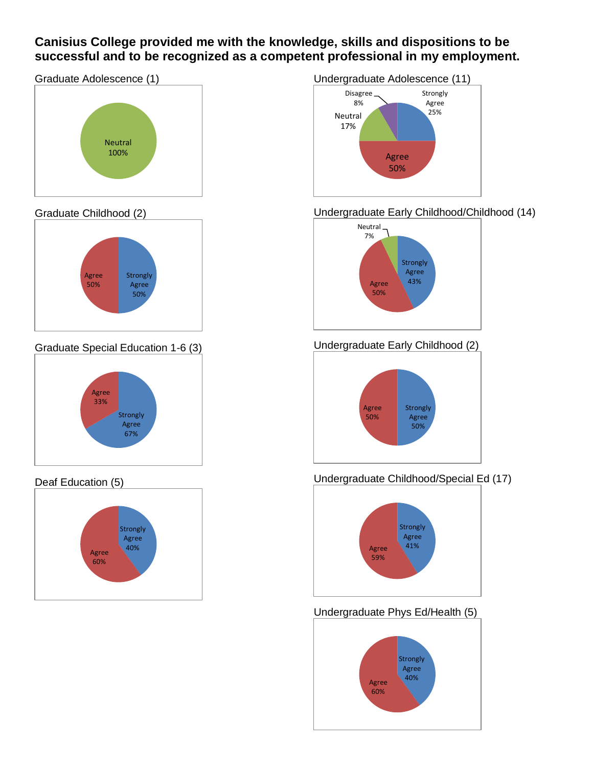# Canisius College provided me with the knowledge, skills and dispositions to be successful and to be recognized as a competent professional in my employment.

Graduate Adolescence (1)

Neutral 100%

Undergraduate Adolescence (11)

Disagree 8%
Strongly Agree 25%
Neutral 17%
Agree 50%

Graduate Childhood (2)

Agree 50%
Strongly Agree 50%

Undergraduate Early Childhood/Childhood (14)

Neutral 7%
Strongly Agree 43%
Agree 50%

Graduate Special Education 1-6 (3)

Agree 33%
Strongly Agree 67%

Undergraduate Early Childhood (2)

Agree 50%
Strongly Agree 50%

Deaf Education (5)

Strongly Agree 40%
Agree 60%

Undergraduate Childhood/Special Ed (17)

Strongly Agree 41%
Agree 59%

Undergraduate Phys Ed/Health (5)

Strongly Agree 40%
Agree 60%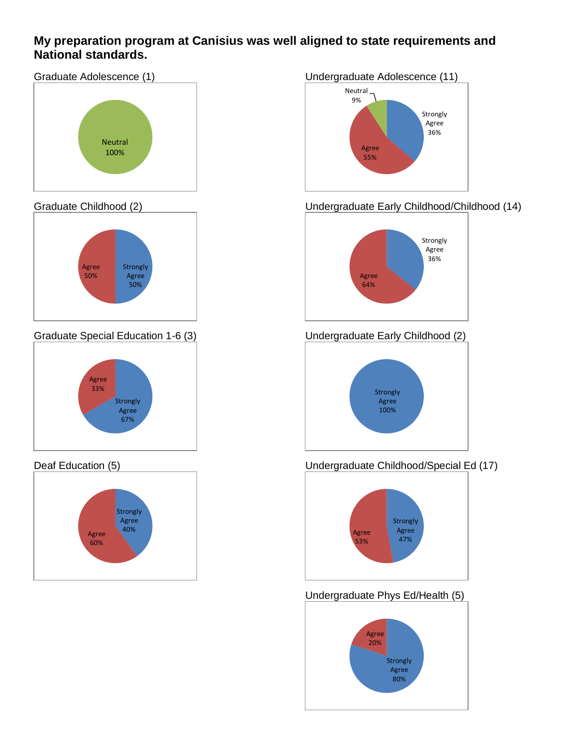# My preparation program at Canisius was well aligned to state requirements and National standards.

### Graduate Adolescence (1)

Neutral 100%

### Undergraduate Adolescence (11)

Neutral 9%
Strongly Agree 36%
Agree 55%

### Graduate Childhood (2)

Agree 50%
Strongly Agree 50%

### Undergraduate Early Childhood/Childhood (14)

Strongly Agree 36%
Agree 64%

### Graduate Special Education 1-6 (3)

Agree 33%
Strongly Agree 67%

### Undergraduate Early Childhood (2)

Strongly Agree 100%

### Deaf Education (5)

Strongly Agree 40%
Agree 60%

### Undergraduate Childhood/Special Ed (17)

Agree 53%
Strongly Agree 47%

### Undergraduate Phys Ed/Health (5)

Agree 20%
Strongly Agree 80%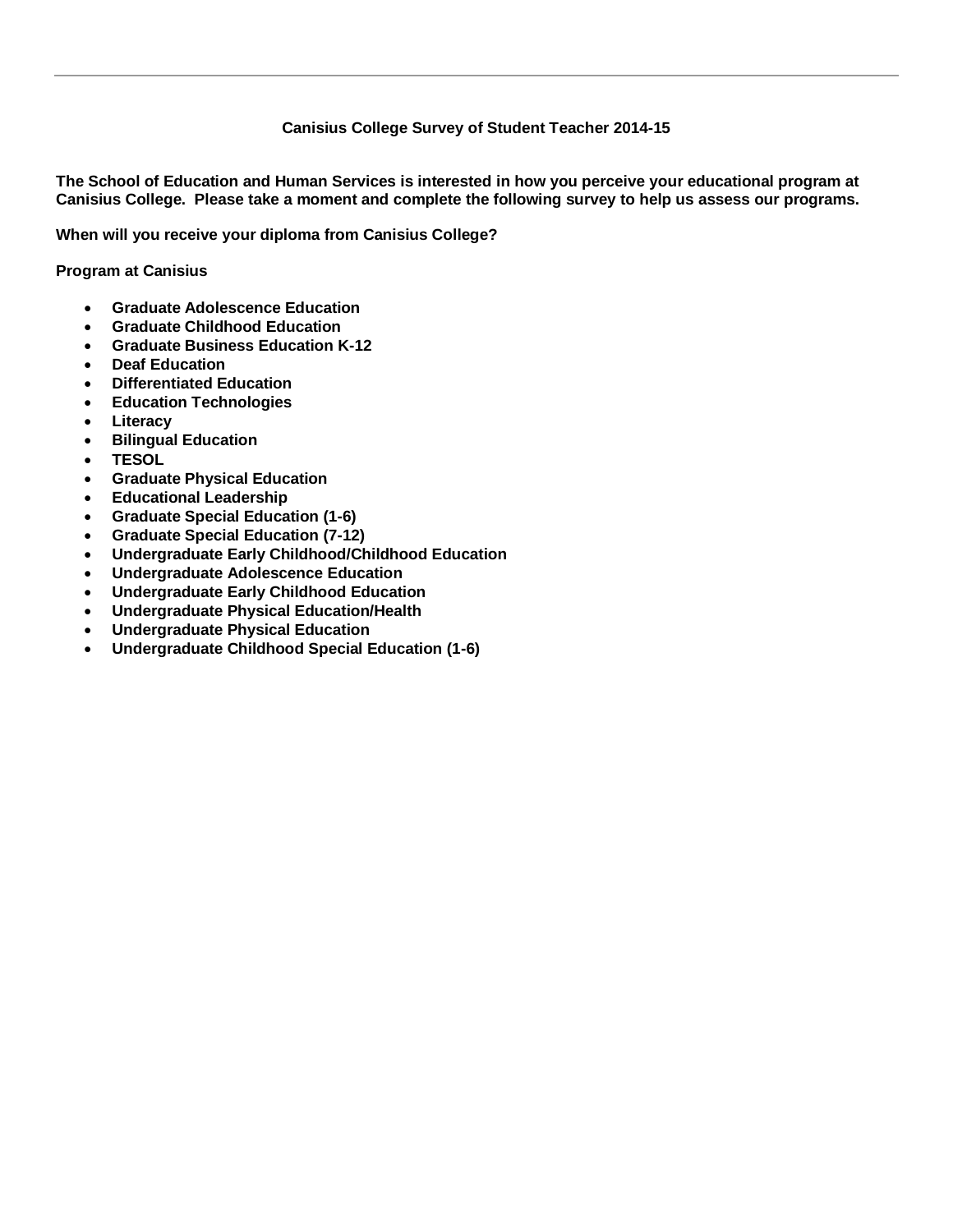**Canisius College Survey of Student Teacher 2014-15**

**The School of Education and Human Services is interested in how you perceive your educational program at Canisius College. Please take a moment and complete the following survey to help us assess our programs.**

**When will you receive your diploma from Canisius College?**

**Program at Canisius**

- **Graduate Adolescence Education**
- **Graduate Childhood Education**
- **Graduate Business Education K-12**
- **Deaf Education**
- **Differentiated Education**
- **Education Technologies**
- **Literacy**
- **Bilingual Education**
- **TESOL**
- **Graduate Physical Education**
- **Educational Leadership**
- **Graduate Special Education (1-6)**
- **Graduate Special Education (7-12)**
- **Undergraduate Early Childhood/Childhood Education**
- **Undergraduate Adolescence Education**
- **Undergraduate Early Childhood Education**
- **Undergraduate Physical Education/Health**
- **Undergraduate Physical Education**
- **Undergraduate Childhood Special Education (1-6)**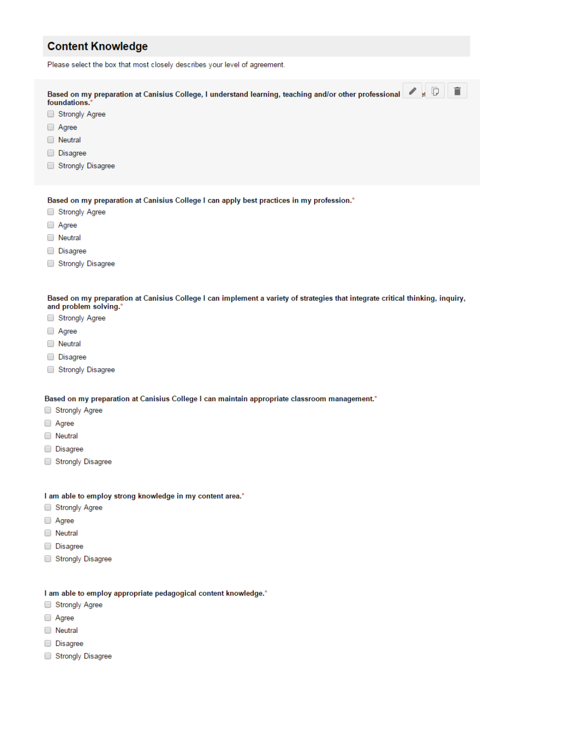## Content Knowledge

Please select the box that most closely describes your level of agreement.

**Based on my preparation at Canisius College, I understand learning, teaching and/or other professional foundations.***

- Strongly Agree
- Agree
- Neutral
- Disagree
- Strongly Disagree

**Based on my preparation at Canisius College I can apply best practices in my profession.***

- Strongly Agree
- Agree
- Neutral
- Disagree
- Strongly Disagree

**Based on my preparation at Canisius College I can implement a variety of strategies that integrate critical thinking, inquiry, and problem solving.***

- Strongly Agree
- Agree
- Neutral
- Disagree
- Strongly Disagree

**Based on my preparation at Canisius College I can maintain appropriate classroom management.***

- Strongly Agree
- Agree
- Neutral
- Disagree
- Strongly Disagree

**I am able to employ strong knowledge in my content area.***

- Strongly Agree
- Agree
- Neutral
- Disagree
- Strongly Disagree

**I am able to employ appropriate pedagogical content knowledge.***

- Strongly Agree
- Agree
- Neutral
- Disagree
- Strongly Disagree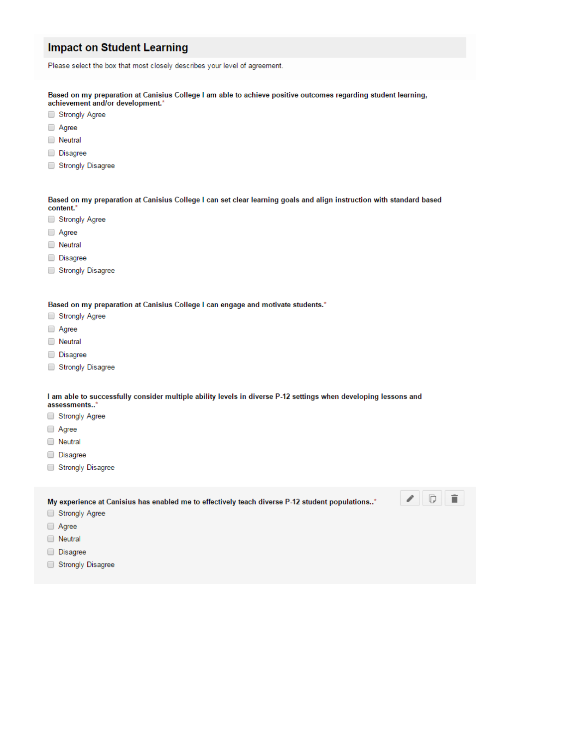## Impact on Student Learning

Please select the box that most closely describes your level of agreement.

**Based on my preparation at Canisius College I am able to achieve positive outcomes regarding student learning, achievement and/or development.** *

- Strongly Agree
- Agree
- Neutral
- Disagree
- Strongly Disagree

**Based on my preparation at Canisius College I can set clear learning goals and align instruction with standard based content.** *

- Strongly Agree
- Agree
- Neutral
- Disagree
- Strongly Disagree

**Based on my preparation at Canisius College I can engage and motivate students.** *

- Strongly Agree
- Agree
- Neutral
- Disagree
- Strongly Disagree

**I am able to successfully consider multiple ability levels in diverse P-12 settings when developing lessons and assessments..** *

- Strongly Agree
- Agree
- Neutral
- Disagree
- Strongly Disagree

**My experience at Canisius has enabled me to effectively teach diverse P-12 student populations..** *

- Strongly Agree
- Agree
- Neutral
- Disagree
- Strongly Disagree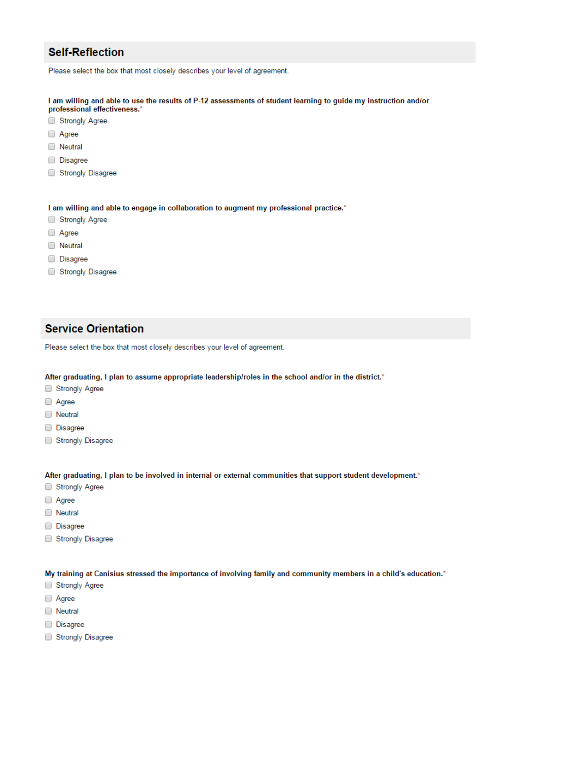## Self-Reflection

Please select the box that most closely describes your level of agreement.

**I am willing and able to use the results of P-12 assessments of student learning to guide my instruction and/or professional effectiveness.***

- Strongly Agree
- Agree
- Neutral
- Disagree
- Strongly Disagree

**I am willing and able to engage in collaboration to augment my professional practice.***

- Strongly Agree
- Agree
- Neutral
- Disagree
- Strongly Disagree

## Service Orientation

Please select the box that most closely describes your level of agreement.

**After graduating, I plan to assume appropriate leadership/roles in the school and/or in the district.***

- Strongly Agree
- Agree
- Neutral
- Disagree
- Strongly Disagree

**After graduating, I plan to be involved in internal or external communities that support student development.***

- Strongly Agree
- Agree
- Neutral
- Disagree
- Strongly Disagree

**My training at Canisius stressed the importance of involving family and community members in a child's education.***

- Strongly Agree
- Agree
- Neutral
- Disagree
- Strongly Disagree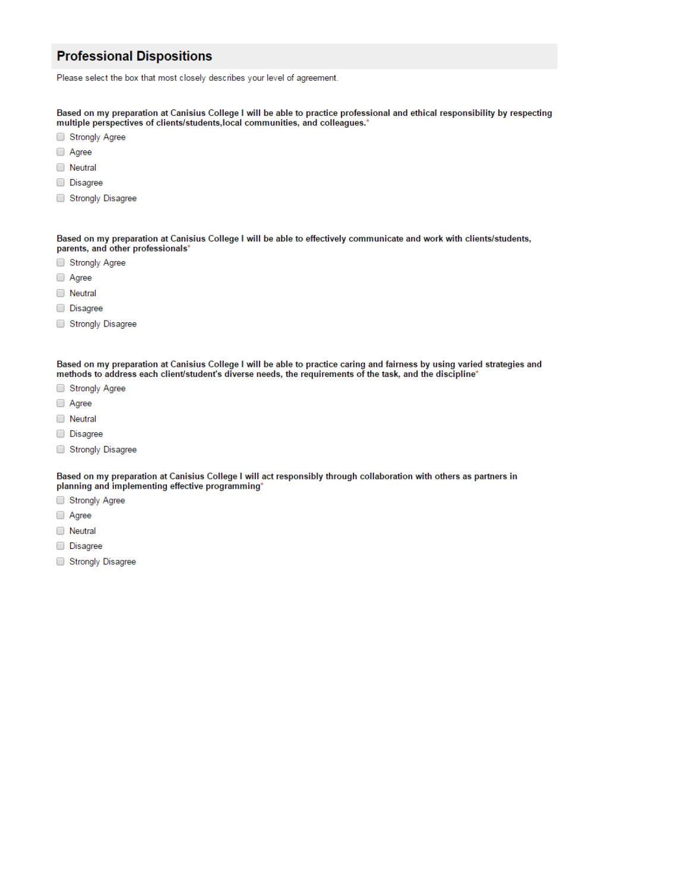## Professional Dispositions

Please select the box that most closely describes your level of agreement.

**Based on my preparation at Canisius College I will be able to practice professional and ethical responsibility by respecting multiple perspectives of clients/students,local communities, and colleagues.***

- Strongly Agree
- Agree
- Neutral
- Disagree
- Strongly Disagree

**Based on my preparation at Canisius College I will be able to effectively communicate and work with clients/students, parents, and other professionals***

- Strongly Agree
- Agree
- Neutral
- Disagree
- Strongly Disagree

**Based on my preparation at Canisius College I will be able to practice caring and fairness by using varied strategies and methods to address each client/student's diverse needs, the requirements of the task, and the discipline***

- Strongly Agree
- Agree
- Neutral
- Disagree
- Strongly Disagree

**Based on my preparation at Canisius College I will act responsibly through collaboration with others as partners in planning and implementing effective programming***

- Strongly Agree
- Agree
- Neutral
- Disagree
- Strongly Disagree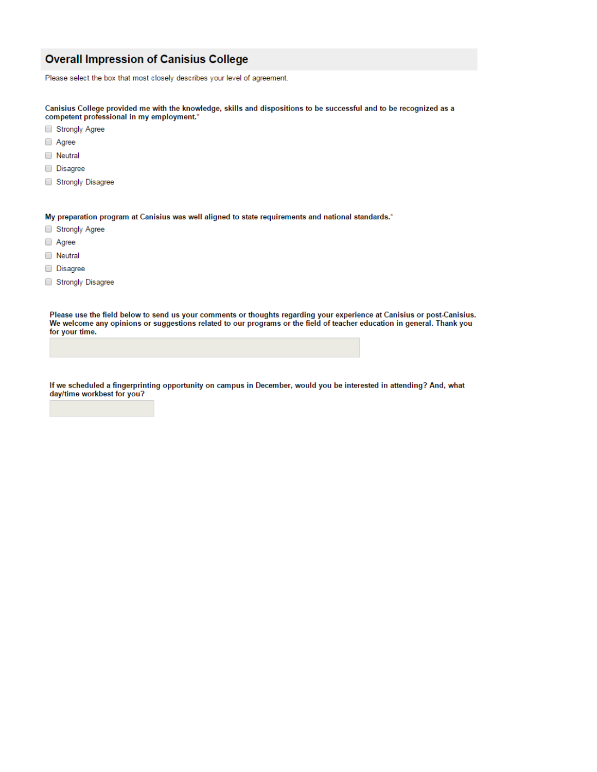## Overall Impression of Canisius College

Please select the box that most closely describes your level of agreement.

**Canisius College provided me with the knowledge, skills and dispositions to be successful and to be recognized as a competent professional in my employment.***

- Strongly Agree
- Agree
- Neutral
- Disagree
- Strongly Disagree

**My preparation program at Canisius was well aligned to state requirements and national standards.***

- Strongly Agree
- Agree
- Neutral
- Disagree
- Strongly Disagree

**Please use the field below to send us your comments or thoughts regarding your experience at Canisius or post-Canisius. We welcome any opinions or suggestions related to our programs or the field of teacher education in general. Thank you for your time.**

**If we scheduled a fingerprinting opportunity on campus in December, would you be interested in attending? And, what day/time workbest for you?**